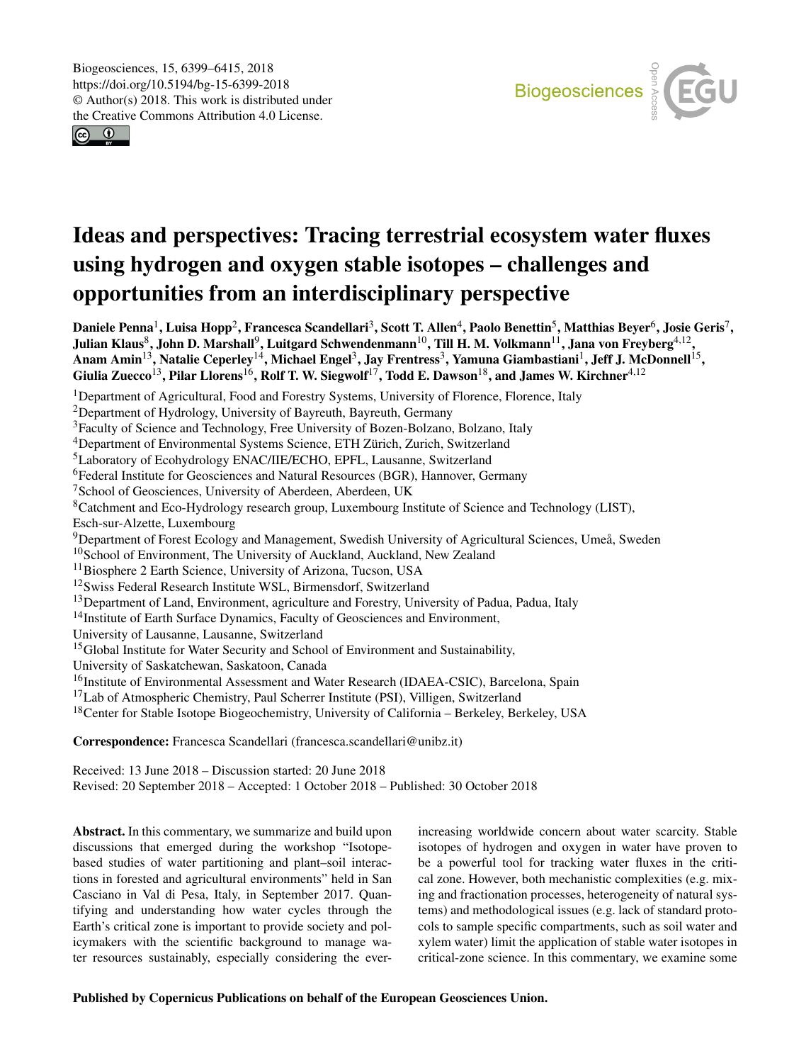Biogeosciences, 15, 6399–6415, 2018
https://doi.org/10.5194/bg-15-6399-2018
© Author(s) 2018. This work is distributed under
the Creative Commons Attribution 4.0 License.

# Ideas and perspectives: Tracing terrestrial ecosystem water fluxes using hydrogen and oxygen stable isotopes – challenges and opportunities from an interdisciplinary perspective

**Daniele Penna[1], Luisa Hopp[2], Francesca Scandellari[3], Scott T. Allen[4], Paolo Benettin[5], Matthias Beyer[6], Josie Geris[7], Julian Klaus[8], John D. Marshall[9], Luitgard Schwendenmann[10], Till H. M. Volkmann[11], Jana von Freyberg[4,12], Anam Amin[13], Natalie Ceperley[14], Michael Engel[3], Jay Frentress[3], Yamuna Giambastiani[1], Jeff J. McDonnell[15], Giulia Zuecco[13], Pilar Llorens[16], Rolf T. W. Siegwolf[17], Todd E. Dawson[18], and James W. Kirchner[4,12]**

[1]Department of Agricultural, Food and Forestry Systems, University of Florence, Florence, Italy
[2]Department of Hydrology, University of Bayreuth, Bayreuth, Germany
[3]Faculty of Science and Technology, Free University of Bozen-Bolzano, Bolzano, Italy
[4]Department of Environmental Systems Science, ETH Zürich, Zurich, Switzerland
[5]Laboratory of Ecohydrology ENAC/IIE/ECHO, EPFL, Lausanne, Switzerland
[6]Federal Institute for Geosciences and Natural Resources (BGR), Hannover, Germany
[7]School of Geosciences, University of Aberdeen, Aberdeen, UK
[8]Catchment and Eco-Hydrology research group, Luxembourg Institute of Science and Technology (LIST), Esch-sur-Alzette, Luxembourg
[9]Department of Forest Ecology and Management, Swedish University of Agricultural Sciences, Umeå, Sweden
[10]School of Environment, The University of Auckland, Auckland, New Zealand
[11]Biosphere 2 Earth Science, University of Arizona, Tucson, USA
[12]Swiss Federal Research Institute WSL, Birmensdorf, Switzerland
[13]Department of Land, Environment, agriculture and Forestry, University of Padua, Padua, Italy
[14]Institute of Earth Surface Dynamics, Faculty of Geosciences and Environment, University of Lausanne, Lausanne, Switzerland
[15]Global Institute for Water Security and School of Environment and Sustainability, University of Saskatchewan, Saskatoon, Canada
[16]Institute of Environmental Assessment and Water Research (IDAEA-CSIC), Barcelona, Spain
[17]Lab of Atmospheric Chemistry, Paul Scherrer Institute (PSI), Villigen, Switzerland
[18]Center for Stable Isotope Biogeochemistry, University of California – Berkeley, Berkeley, USA

**Correspondence:** Francesca Scandellari (francesca.scandellari@unibz.it)

Received: 13 June 2018 – Discussion started: 20 June 2018
Revised: 20 September 2018 – Accepted: 1 October 2018 – Published: 30 October 2018

**Abstract.** In this commentary, we summarize and build upon discussions that emerged during the workshop "Isotope-based studies of water partitioning and plant–soil interactions in forested and agricultural environments" held in San Casciano in Val di Pesa, Italy, in September 2017. Quantifying and understanding how water cycles through the Earth's critical zone is important to provide society and policymakers with the scientific background to manage water resources sustainably, especially considering the ever-increasing worldwide concern about water scarcity. Stable isotopes of hydrogen and oxygen in water have proven to be a powerful tool for tracking water fluxes in the critical zone. However, both mechanistic complexities (e.g. mixing and fractionation processes, heterogeneity of natural systems) and methodological issues (e.g. lack of standard protocols to sample specific compartments, such as soil water and xylem water) limit the application of stable water isotopes in critical-zone science. In this commentary, we examine some

Published by Copernicus Publications on behalf of the European Geosciences Union.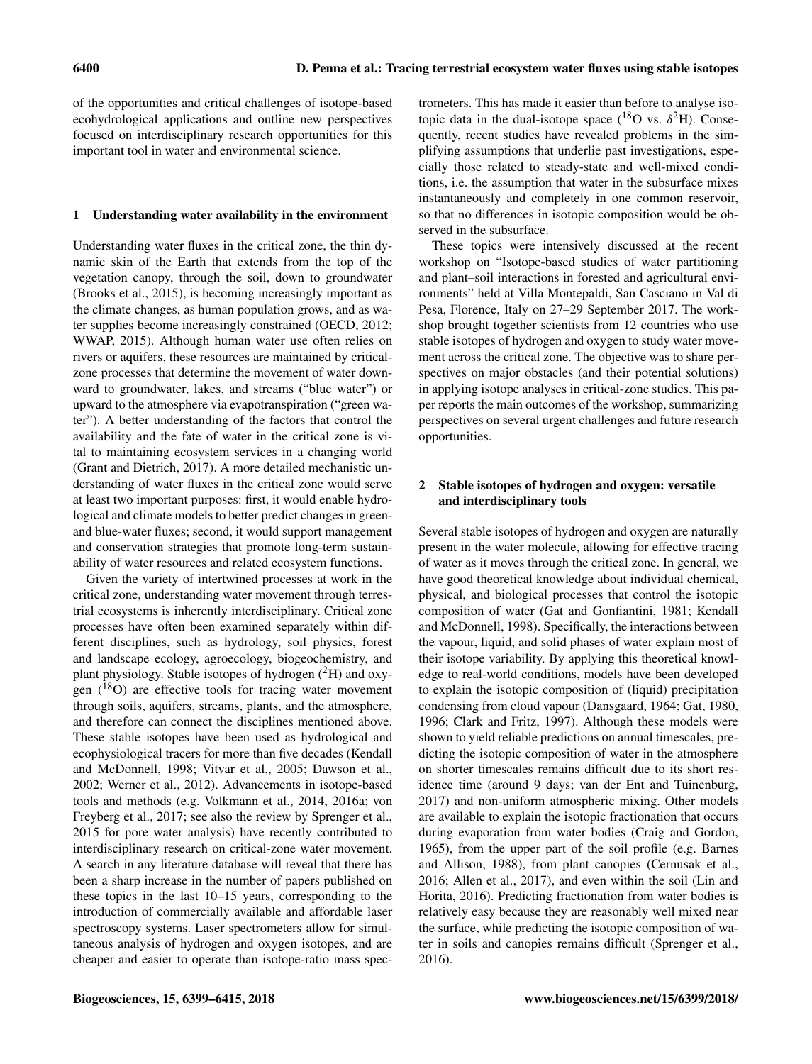of the opportunities and critical challenges of isotope-based ecohydrological applications and outline new perspectives focused on interdisciplinary research opportunities for this important tool in water and environmental science.

## 1 Understanding water availability in the environment

Understanding water fluxes in the critical zone, the thin dynamic skin of the Earth that extends from the top of the vegetation canopy, through the soil, down to groundwater (Brooks et al., 2015), is becoming increasingly important as the climate changes, as human population grows, and as water supplies become increasingly constrained (OECD, 2012; WWAP, 2015). Although human water use often relies on rivers or aquifers, these resources are maintained by critical-zone processes that determine the movement of water downward to groundwater, lakes, and streams ("blue water") or upward to the atmosphere via evapotranspiration ("green water"). A better understanding of the factors that control the availability and the fate of water in the critical zone is vital to maintaining ecosystem services in a changing world (Grant and Dietrich, 2017). A more detailed mechanistic understanding of water fluxes in the critical zone would serve at least two important purposes: first, it would enable hydrological and climate models to better predict changes in green- and blue-water fluxes; second, it would support management and conservation strategies that promote long-term sustainability of water resources and related ecosystem functions.

Given the variety of intertwined processes at work in the critical zone, understanding water movement through terrestrial ecosystems is inherently interdisciplinary. Critical zone processes have often been examined separately within different disciplines, such as hydrology, soil physics, forest and landscape ecology, agroecology, biogeochemistry, and plant physiology. Stable isotopes of hydrogen ($^{2}$H) and oxygen ($^{18}$O) are effective tools for tracing water movement through soils, aquifers, streams, plants, and the atmosphere, and therefore can connect the disciplines mentioned above. These stable isotopes have been used as hydrological and ecophysiological tracers for more than five decades (Kendall and McDonnell, 1998; Vitvar et al., 2005; Dawson et al., 2002; Werner et al., 2012). Advancements in isotope-based tools and methods (e.g. Volkmann et al., 2014, 2016a; von Freyberg et al., 2017; see also the review by Sprenger et al., 2015 for pore water analysis) have recently contributed to interdisciplinary research on critical-zone water movement. A search in any literature database will reveal that there has been a sharp increase in the number of papers published on these topics in the last 10–15 years, corresponding to the introduction of commercially available and affordable laser spectroscopy systems. Laser spectrometers allow for simultaneous analysis of hydrogen and oxygen isotopes, and are cheaper and easier to operate than isotope-ratio mass spectrometers. This has made it easier than before to analyse isotopic data in the dual-isotope space ($^{18}$O vs. $\delta^{2}$H). Consequently, recent studies have revealed problems in the simplifying assumptions that underlie past investigations, especially those related to steady-state and well-mixed conditions, i.e. the assumption that water in the subsurface mixes instantaneously and completely in one common reservoir, so that no differences in isotopic composition would be observed in the subsurface.

These topics were intensively discussed at the recent workshop on "Isotope-based studies of water partitioning and plant–soil interactions in forested and agricultural environments" held at Villa Montepaldi, San Casciano in Val di Pesa, Florence, Italy on 27–29 September 2017. The workshop brought together scientists from 12 countries who use stable isotopes of hydrogen and oxygen to study water movement across the critical zone. The objective was to share perspectives on major obstacles (and their potential solutions) in applying isotope analyses in critical-zone studies. This paper reports the main outcomes of the workshop, summarizing perspectives on several urgent challenges and future research opportunities.

## 2 Stable isotopes of hydrogen and oxygen: versatile and interdisciplinary tools

Several stable isotopes of hydrogen and oxygen are naturally present in the water molecule, allowing for effective tracing of water as it moves through the critical zone. In general, we have good theoretical knowledge about individual chemical, physical, and biological processes that control the isotopic composition of water (Gat and Gonfiantini, 1981; Kendall and McDonnell, 1998). Specifically, the interactions between the vapour, liquid, and solid phases of water explain most of their isotope variability. By applying this theoretical knowledge to real-world conditions, models have been developed to explain the isotopic composition of (liquid) precipitation condensing from cloud vapour (Dansgaard, 1964; Gat, 1980, 1996; Clark and Fritz, 1997). Although these models were shown to yield reliable predictions on annual timescales, predicting the isotopic composition of water in the atmosphere on shorter timescales remains difficult due to its short residence time (around 9 days; van der Ent and Tuinenburg, 2017) and non-uniform atmospheric mixing. Other models are available to explain the isotopic fractionation that occurs during evaporation from water bodies (Craig and Gordon, 1965), from the upper part of the soil profile (e.g. Barnes and Allison, 1988), from plant canopies (Cernusak et al., 2016; Allen et al., 2017), and even within the soil (Lin and Horita, 2016). Predicting fractionation from water bodies is relatively easy because they are reasonably well mixed near the surface, while predicting the isotopic composition of water in soils and canopies remains difficult (Sprenger et al., 2016).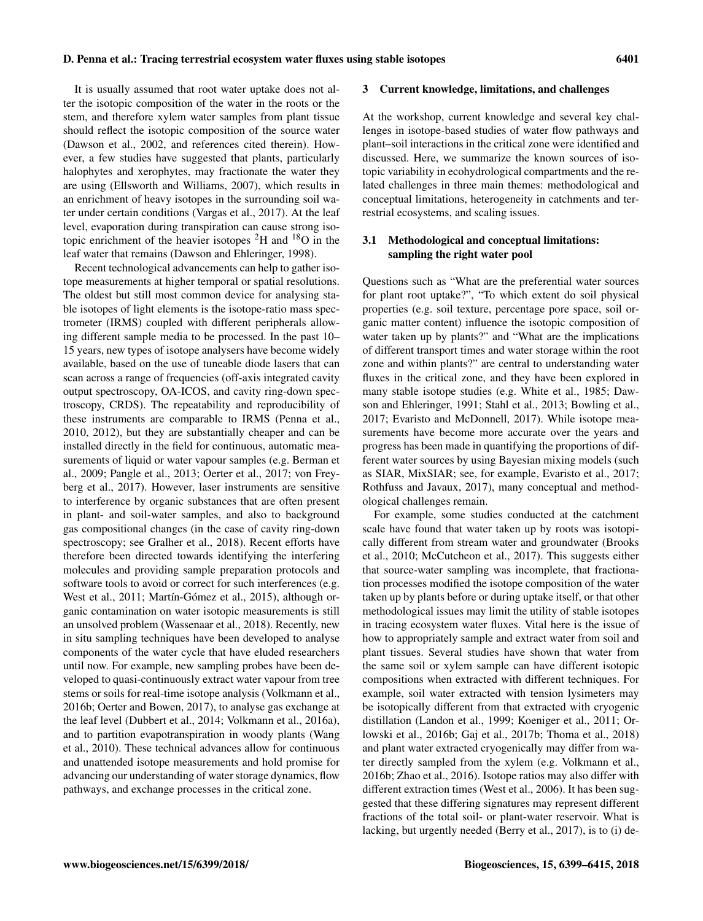It is usually assumed that root water uptake does not alter the isotopic composition of the water in the roots or the stem, and therefore xylem water samples from plant tissue should reflect the isotopic composition of the source water (Dawson et al., 2002, and references cited therein). However, a few studies have suggested that plants, particularly halophytes and xerophytes, may fractionate the water they are using (Ellsworth and Williams, 2007), which results in an enrichment of heavy isotopes in the surrounding soil water under certain conditions (Vargas et al., 2017). At the leaf level, evaporation during transpiration can cause strong isotopic enrichment of the heavier isotopes $^2$H and $^{18}$O in the leaf water that remains (Dawson and Ehleringer, 1998).

Recent technological advancements can help to gather isotope measurements at higher temporal or spatial resolutions. The oldest but still most common device for analysing stable isotopes of light elements is the isotope-ratio mass spectrometer (IRMS) coupled with different peripherals allowing different sample media to be processed. In the past 10–15 years, new types of isotope analysers have become widely available, based on the use of tuneable diode lasers that can scan across a range of frequencies (off-axis integrated cavity output spectroscopy, OA-ICOS, and cavity ring-down spectroscopy, CRDS). The repeatability and reproducibility of these instruments are comparable to IRMS (Penna et al., 2010, 2012), but they are substantially cheaper and can be installed directly in the field for continuous, automatic measurements of liquid or water vapour samples (e.g. Berman et al., 2009; Pangle et al., 2013; Oerter et al., 2017; von Freyberg et al., 2017). However, laser instruments are sensitive to interference by organic substances that are often present in plant- and soil-water samples, and also to background gas compositional changes (in the case of cavity ring-down spectroscopy; see Gralher et al., 2018). Recent efforts have therefore been directed towards identifying the interfering molecules and providing sample preparation protocols and software tools to avoid or correct for such interferences (e.g. West et al., 2011; Martín-Gómez et al., 2015), although organic contamination on water isotopic measurements is still an unsolved problem (Wassenaar et al., 2018). Recently, new in situ sampling techniques have been developed to analyse components of the water cycle that have eluded researchers until now. For example, new sampling probes have been developed to quasi-continuously extract water vapour from tree stems or soils for real-time isotope analysis (Volkmann et al., 2016b; Oerter and Bowen, 2017), to analyse gas exchange at the leaf level (Dubbert et al., 2014; Volkmann et al., 2016a), and to partition evapotranspiration in woody plants (Wang et al., 2010). These technical advances allow for continuous and unattended isotope measurements and hold promise for advancing our understanding of water storage dynamics, flow pathways, and exchange processes in the critical zone.

## 3 Current knowledge, limitations, and challenges

At the workshop, current knowledge and several key challenges in isotope-based studies of water flow pathways and plant–soil interactions in the critical zone were identified and discussed. Here, we summarize the known sources of isotopic variability in ecohydrological compartments and the related challenges in three main themes: methodological and conceptual limitations, heterogeneity in catchments and terrestrial ecosystems, and scaling issues.

### 3.1 Methodological and conceptual limitations: sampling the right water pool

Questions such as "What are the preferential water sources for plant root uptake?", "To which extent do soil physical properties (e.g. soil texture, percentage pore space, soil organic matter content) influence the isotopic composition of water taken up by plants?" and "What are the implications of different transport times and water storage within the root zone and within plants?" are central to understanding water fluxes in the critical zone, and they have been explored in many stable isotope studies (e.g. White et al., 1985; Dawson and Ehleringer, 1991; Stahl et al., 2013; Bowling et al., 2017; Evaristo and McDonnell, 2017). While isotope measurements have become more accurate over the years and progress has been made in quantifying the proportions of different water sources by using Bayesian mixing models (such as SIAR, MixSIAR; see, for example, Evaristo et al., 2017; Rothfuss and Javaux, 2017), many conceptual and methodological challenges remain.

For example, some studies conducted at the catchment scale have found that water taken up by roots was isotopically different from stream water and groundwater (Brooks et al., 2010; McCutcheon et al., 2017). This suggests either that source-water sampling was incomplete, that fractionation processes modified the isotope composition of the water taken up by plants before or during uptake itself, or that other methodological issues may limit the utility of stable isotopes in tracing ecosystem water fluxes. Vital here is the issue of how to appropriately sample and extract water from soil and plant tissues. Several studies have shown that water from the same soil or xylem sample can have different isotopic compositions when extracted with different techniques. For example, soil water extracted with tension lysimeters may be isotopically different from that extracted with cryogenic distillation (Landon et al., 1999; Koeniger et al., 2011; Orlowski et al., 2016b; Gaj et al., 2017b; Thoma et al., 2018) and plant water extracted cryogenically may differ from water directly sampled from the xylem (e.g. Volkmann et al., 2016b; Zhao et al., 2016). Isotope ratios may also differ with different extraction times (West et al., 2006). It has been suggested that these differing signatures may represent different fractions of the total soil- or plant-water reservoir. What is lacking, but urgently needed (Berry et al., 2017), is to (i) de-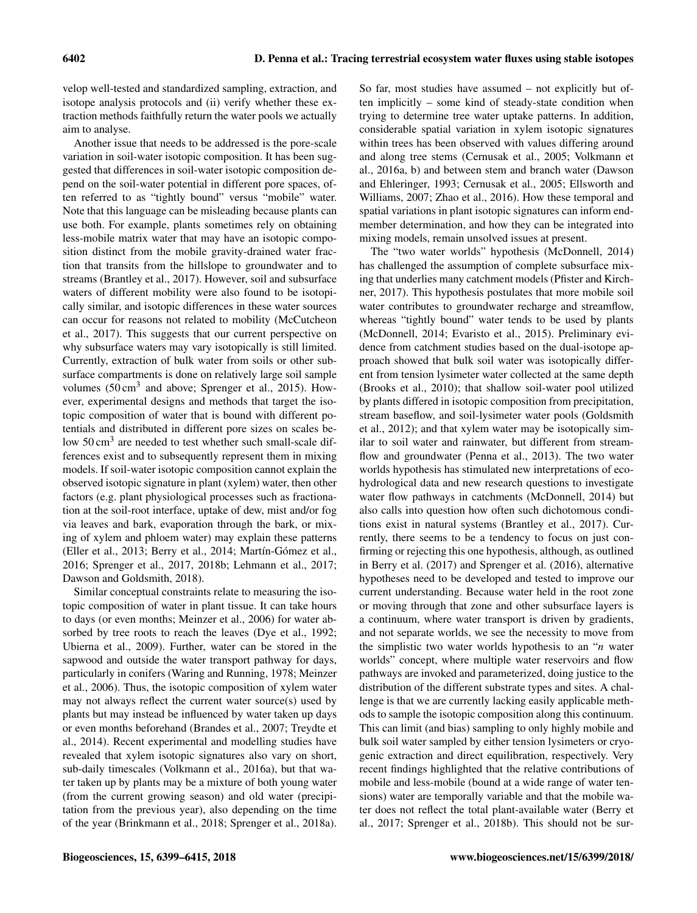velop well-tested and standardized sampling, extraction, and isotope analysis protocols and (ii) verify whether these extraction methods faithfully return the water pools we actually aim to analyse.

Another issue that needs to be addressed is the pore-scale variation in soil-water isotopic composition. It has been suggested that differences in soil-water isotopic composition depend on the soil-water potential in different pore spaces, often referred to as "tightly bound" versus "mobile" water. Note that this language can be misleading because plants can use both. For example, plants sometimes rely on obtaining less-mobile matrix water that may have an isotopic composition distinct from the mobile gravity-drained water fraction that transits from the hillslope to groundwater and to streams (Brantley et al., 2017). However, soil and subsurface waters of different mobility were also found to be isotopically similar, and isotopic differences in these water sources can occur for reasons not related to mobility (McCutcheon et al., 2017). This suggests that our current perspective on why subsurface waters may vary isotopically is still limited. Currently, extraction of bulk water from soils or other subsurface compartments is done on relatively large soil sample volumes ($50\,cm^3$ and above; Sprenger et al., 2015). However, experimental designs and methods that target the isotopic composition of water that is bound with different potentials and distributed in different pore sizes on scales below $50\,cm^3$ are needed to test whether such small-scale differences exist and to subsequently represent them in mixing models. If soil-water isotopic composition cannot explain the observed isotopic signature in plant (xylem) water, then other factors (e.g. plant physiological processes such as fractionation at the soil-root interface, uptake of dew, mist and/or fog via leaves and bark, evaporation through the bark, or mixing of xylem and phloem water) may explain these patterns (Eller et al., 2013; Berry et al., 2014; Martín-Gómez et al., 2016; Sprenger et al., 2017, 2018b; Lehmann et al., 2017; Dawson and Goldsmith, 2018).

Similar conceptual constraints relate to measuring the isotopic composition of water in plant tissue. It can take hours to days (or even months; Meinzer et al., 2006) for water absorbed by tree roots to reach the leaves (Dye et al., 1992; Ubierna et al., 2009). Further, water can be stored in the sapwood and outside the water transport pathway for days, particularly in conifers (Waring and Running, 1978; Meinzer et al., 2006). Thus, the isotopic composition of xylem water may not always reflect the current water source(s) used by plants but may instead be influenced by water taken up days or even months beforehand (Brandes et al., 2007; Treydte et al., 2014). Recent experimental and modelling studies have revealed that xylem isotopic signatures also vary on short, sub-daily timescales (Volkmann et al., 2016a), but that water taken up by plants may be a mixture of both young water (from the current growing season) and old water (precipitation from the previous year), also depending on the time of the year (Brinkmann et al., 2018; Sprenger et al., 2018a). So far, most studies have assumed – not explicitly but often implicitly – some kind of steady-state condition when trying to determine tree water uptake patterns. In addition, considerable spatial variation in xylem isotopic signatures within trees has been observed with values differing around and along tree stems (Cernusak et al., 2005; Volkmann et al., 2016a, b) and between stem and branch water (Dawson and Ehleringer, 1993; Cernusak et al., 2005; Ellsworth and Williams, 2007; Zhao et al., 2016). How these temporal and spatial variations in plant isotopic signatures can inform endmember determination, and how they can be integrated into mixing models, remain unsolved issues at present.

The "two water worlds" hypothesis (McDonnell, 2014) has challenged the assumption of complete subsurface mixing that underlies many catchment models (Pfister and Kirchner, 2017). This hypothesis postulates that more mobile soil water contributes to groundwater recharge and streamflow, whereas "tightly bound" water tends to be used by plants (McDonnell, 2014; Evaristo et al., 2015). Preliminary evidence from catchment studies based on the dual-isotope approach showed that bulk soil water was isotopically different from tension lysimeter water collected at the same depth (Brooks et al., 2010); that shallow soil-water pool utilized by plants differed in isotopic composition from precipitation, stream baseflow, and soil-lysimeter water pools (Goldsmith et al., 2012); and that xylem water may be isotopically similar to soil water and rainwater, but different from streamflow and groundwater (Penna et al., 2013). The two water worlds hypothesis has stimulated new interpretations of ecohydrological data and new research questions to investigate water flow pathways in catchments (McDonnell, 2014) but also calls into question how often such dichotomous conditions exist in natural systems (Brantley et al., 2017). Currently, there seems to be a tendency to focus on just confirming or rejecting this one hypothesis, although, as outlined in Berry et al. (2017) and Sprenger et al. (2016), alternative hypotheses need to be developed and tested to improve our current understanding. Because water held in the root zone or moving through that zone and other subsurface layers is a continuum, where water transport is driven by gradients, and not separate worlds, we see the necessity to move from the simplistic two water worlds hypothesis to an "*n* water worlds" concept, where multiple water reservoirs and flow pathways are invoked and parameterized, doing justice to the distribution of the different substrate types and sites. A challenge is that we are currently lacking easily applicable methods to sample the isotopic composition along this continuum. This can limit (and bias) sampling to only highly mobile and bulk soil water sampled by either tension lysimeters or cryogenic extraction and direct equilibration, respectively. Very recent findings highlighted that the relative contributions of mobile and less-mobile (bound at a wide range of water tensions) water are temporally variable and that the mobile water does not reflect the total plant-available water (Berry et al., 2017; Sprenger et al., 2018b). This should not be sur-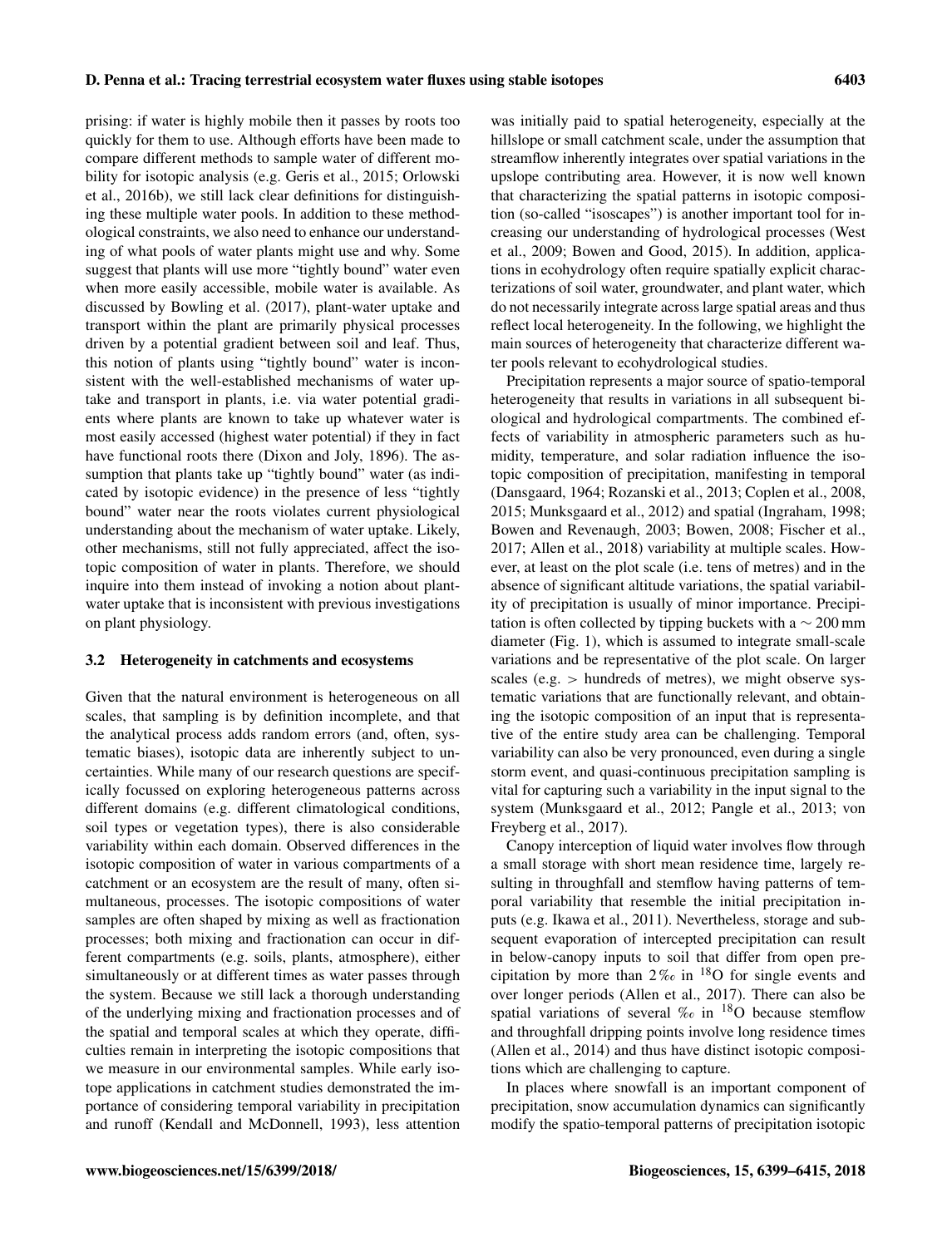prising: if water is highly mobile then it passes by roots too quickly for them to use. Although efforts have been made to compare different methods to sample water of different mobility for isotopic analysis (e.g. Geris et al., 2015; Orlowski et al., 2016b), we still lack clear definitions for distinguishing these multiple water pools. In addition to these methodological constraints, we also need to enhance our understanding of what pools of water plants might use and why. Some suggest that plants will use more "tightly bound" water even when more easily accessible, mobile water is available. As discussed by Bowling et al. (2017), plant-water uptake and transport within the plant are primarily physical processes driven by a potential gradient between soil and leaf. Thus, this notion of plants using "tightly bound" water is inconsistent with the well-established mechanisms of water uptake and transport in plants, i.e. via water potential gradients where plants are known to take up whatever water is most easily accessed (highest water potential) if they in fact have functional roots there (Dixon and Joly, 1896). The assumption that plants take up "tightly bound" water (as indicated by isotopic evidence) in the presence of less "tightly bound" water near the roots violates current physiological understanding about the mechanism of water uptake. Likely, other mechanisms, still not fully appreciated, affect the isotopic composition of water in plants. Therefore, we should inquire into them instead of invoking a notion about plant-water uptake that is inconsistent with previous investigations on plant physiology.

### 3.2 Heterogeneity in catchments and ecosystems

Given that the natural environment is heterogeneous on all scales, that sampling is by definition incomplete, and that the analytical process adds random errors (and, often, systematic biases), isotopic data are inherently subject to uncertainties. While many of our research questions are specifically focussed on exploring heterogeneous patterns across different domains (e.g. different climatological conditions, soil types or vegetation types), there is also considerable variability within each domain. Observed differences in the isotopic composition of water in various compartments of a catchment or an ecosystem are the result of many, often simultaneous, processes. The isotopic compositions of water samples are often shaped by mixing as well as fractionation processes; both mixing and fractionation can occur in different compartments (e.g. soils, plants, atmosphere), either simultaneously or at different times as water passes through the system. Because we still lack a thorough understanding of the underlying mixing and fractionation processes and of the spatial and temporal scales at which they operate, difficulties remain in interpreting the isotopic compositions that we measure in our environmental samples. While early isotope applications in catchment studies demonstrated the importance of considering temporal variability in precipitation and runoff (Kendall and McDonnell, 1993), less attention was initially paid to spatial heterogeneity, especially at the hillslope or small catchment scale, under the assumption that streamflow inherently integrates over spatial variations in the upslope contributing area. However, it is now well known that characterizing the spatial patterns in isotopic composition (so-called "isoscapes") is another important tool for increasing our understanding of hydrological processes (West et al., 2009; Bowen and Good, 2015). In addition, applications in ecohydrology often require spatially explicit characterizations of soil water, groundwater, and plant water, which do not necessarily integrate across large spatial areas and thus reflect local heterogeneity. In the following, we highlight the main sources of heterogeneity that characterize different water pools relevant to ecohydrological studies.

Precipitation represents a major source of spatio-temporal heterogeneity that results in variations in all subsequent biological and hydrological compartments. The combined effects of variability in atmospheric parameters such as humidity, temperature, and solar radiation influence the isotopic composition of precipitation, manifesting in temporal (Dansgaard, 1964; Rozanski et al., 2013; Coplen et al., 2008, 2015; Munksgaard et al., 2012) and spatial (Ingraham, 1998; Bowen and Revenaugh, 2003; Bowen, 2008; Fischer et al., 2017; Allen et al., 2018) variability at multiple scales. However, at least on the plot scale (i.e. tens of metres) and in the absence of significant altitude variations, the spatial variability of precipitation is usually of minor importance. Precipitation is often collected by tipping buckets with a $\sim 200$ mm diameter (Fig. 1), which is assumed to integrate small-scale variations and be representative of the plot scale. On larger scales (e.g. $>$ hundreds of metres), we might observe systematic variations that are functionally relevant, and obtaining the isotopic composition of an input that is representative of the entire study area can be challenging. Temporal variability can also be very pronounced, even during a single storm event, and quasi-continuous precipitation sampling is vital for capturing such a variability in the input signal to the system (Munksgaard et al., 2012; Pangle et al., 2013; von Freyberg et al., 2017).

Canopy interception of liquid water involves flow through a small storage with short mean residence time, largely resulting in throughfall and stemflow having patterns of temporal variability that resemble the initial precipitation inputs (e.g. Ikawa et al., 2011). Nevertheless, storage and subsequent evaporation of intercepted precipitation can result in below-canopy inputs to soil that differ from open precipitation by more than 2 ‰ in $^{18}$O for single events and over longer periods (Allen et al., 2017). There can also be spatial variations of several ‰ in $^{18}$O because stemflow and throughfall dripping points involve long residence times (Allen et al., 2014) and thus have distinct isotopic compositions which are challenging to capture.

In places where snowfall is an important component of precipitation, snow accumulation dynamics can significantly modify the spatio-temporal patterns of precipitation isotopic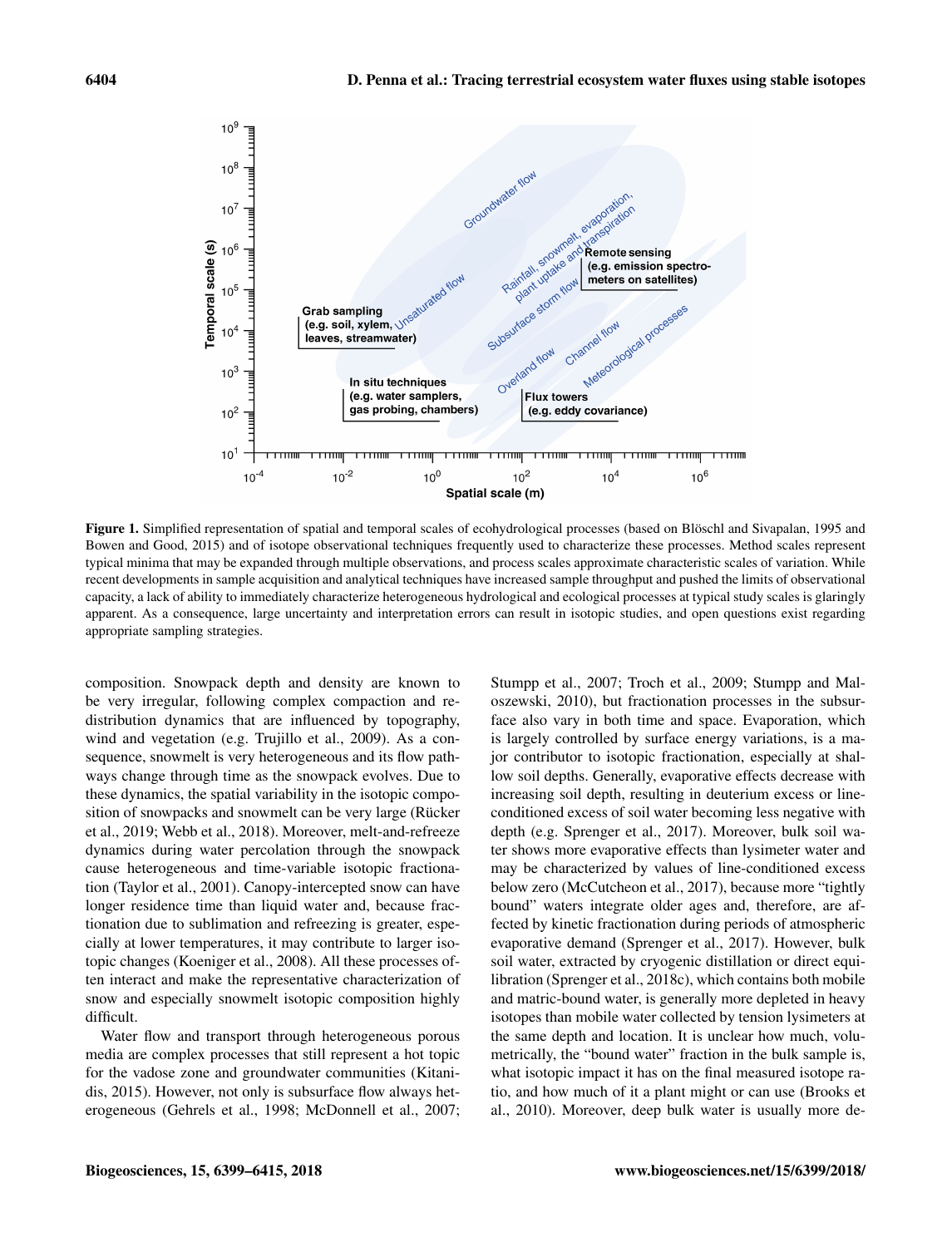**Figure 1.** Simplified representation of spatial and temporal scales of ecohydrological processes (based on Blöschl and Sivapalan, 1995 and Bowen and Good, 2015) and of isotope observational techniques frequently used to characterize these processes. Method scales represent typical minima that may be expanded through multiple observations, and process scales approximate characteristic scales of variation. While recent developments in sample acquisition and analytical techniques have increased sample throughput and pushed the limits of observational capacity, a lack of ability to immediately characterize heterogeneous hydrological and ecological processes at typical study scales is glaringly apparent. As a consequence, large uncertainty and interpretation errors can result in isotopic studies, and open questions exist regarding appropriate sampling strategies.

composition. Snowpack depth and density are known to be very irregular, following complex compaction and redistribution dynamics that are influenced by topography, wind and vegetation (e.g. Trujillo et al., 2009). As a consequence, snowmelt is very heterogeneous and its flow pathways change through time as the snowpack evolves. Due to these dynamics, the spatial variability in the isotopic composition of snowpacks and snowmelt can be very large (Rücker et al., 2019; Webb et al., 2018). Moreover, melt-and-refreeze dynamics during water percolation through the snowpack cause heterogeneous and time-variable isotopic fractionation (Taylor et al., 2001). Canopy-intercepted snow can have longer residence time than liquid water and, because fractionation due to sublimation and refreezing is greater, especially at lower temperatures, it may contribute to larger isotopic changes (Koeniger et al., 2008). All these processes often interact and make the representative characterization of snow and especially snowmelt isotopic composition highly difficult.

Water flow and transport through heterogeneous porous media are complex processes that still represent a hot topic for the vadose zone and groundwater communities (Kitanidis, 2015). However, not only is subsurface flow always heterogeneous (Gehrels et al., 1998; McDonnell et al., 2007; Stumpp et al., 2007; Troch et al., 2009; Stumpp and Maloszewski, 2010), but fractionation processes in the subsurface also vary in both time and space. Evaporation, which is largely controlled by surface energy variations, is a major contributor to isotopic fractionation, especially at shallow soil depths. Generally, evaporative effects decrease with increasing soil depth, resulting in deuterium excess or line-conditioned excess of soil water becoming less negative with depth (e.g. Sprenger et al., 2017). Moreover, bulk soil water shows more evaporative effects than lysimeter water and may be characterized by values of line-conditioned excess below zero (McCutcheon et al., 2017), because more "tightly bound" waters integrate older ages and, therefore, are affected by kinetic fractionation during periods of atmospheric evaporative demand (Sprenger et al., 2017). However, bulk soil water, extracted by cryogenic distillation or direct equilibration (Sprenger et al., 2018c), which contains both mobile and matric-bound water, is generally more depleted in heavy isotopes than mobile water collected by tension lysimeters at the same depth and location. It is unclear how much, volumetrically, the "bound water" fraction in the bulk sample is, what isotopic impact it has on the final measured isotope ratio, and how much of it a plant might or can use (Brooks et al., 2010). Moreover, deep bulk water is usually more de-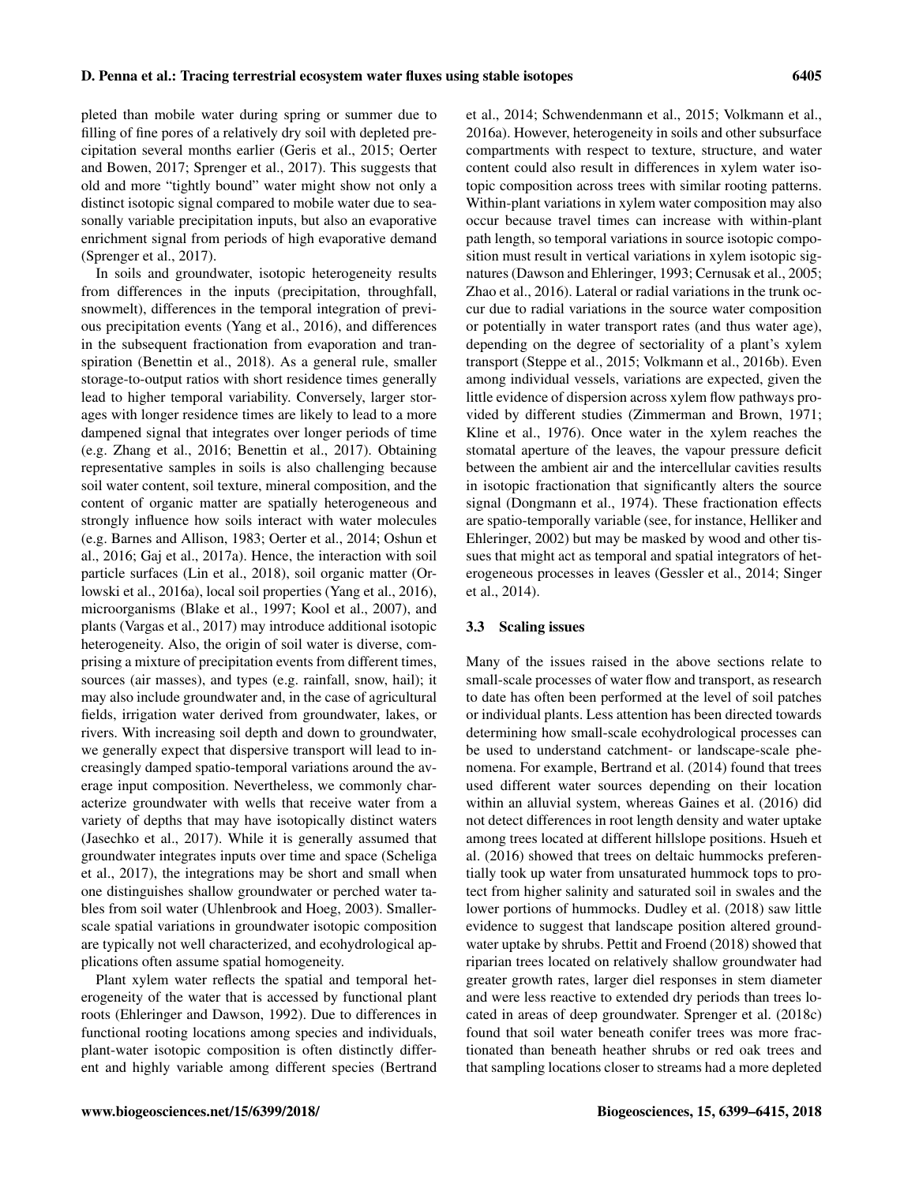pleted than mobile water during spring or summer due to filling of fine pores of a relatively dry soil with depleted precipitation several months earlier (Geris et al., 2015; Oerter and Bowen, 2017; Sprenger et al., 2017). This suggests that old and more "tightly bound" water might show not only a distinct isotopic signal compared to mobile water due to seasonally variable precipitation inputs, but also an evaporative enrichment signal from periods of high evaporative demand (Sprenger et al., 2017).

In soils and groundwater, isotopic heterogeneity results from differences in the inputs (precipitation, throughfall, snowmelt), differences in the temporal integration of previous precipitation events (Yang et al., 2016), and differences in the subsequent fractionation from evaporation and transpiration (Benettin et al., 2018). As a general rule, smaller storage-to-output ratios with short residence times generally lead to higher temporal variability. Conversely, larger storages with longer residence times are likely to lead to a more dampened signal that integrates over longer periods of time (e.g. Zhang et al., 2016; Benettin et al., 2017). Obtaining representative samples in soils is also challenging because soil water content, soil texture, mineral composition, and the content of organic matter are spatially heterogeneous and strongly influence how soils interact with water molecules (e.g. Barnes and Allison, 1983; Oerter et al., 2014; Oshun et al., 2016; Gaj et al., 2017a). Hence, the interaction with soil particle surfaces (Lin et al., 2018), soil organic matter (Orlowski et al., 2016a), local soil properties (Yang et al., 2016), microorganisms (Blake et al., 1997; Kool et al., 2007), and plants (Vargas et al., 2017) may introduce additional isotopic heterogeneity. Also, the origin of soil water is diverse, comprising a mixture of precipitation events from different times, sources (air masses), and types (e.g. rainfall, snow, hail); it may also include groundwater and, in the case of agricultural fields, irrigation water derived from groundwater, lakes, or rivers. With increasing soil depth and down to groundwater, we generally expect that dispersive transport will lead to increasingly damped spatio-temporal variations around the average input composition. Nevertheless, we commonly characterize groundwater with wells that receive water from a variety of depths that may have isotopically distinct waters (Jasechko et al., 2017). While it is generally assumed that groundwater integrates inputs over time and space (Scheliga et al., 2017), the integrations may be short and small when one distinguishes shallow groundwater or perched water tables from soil water (Uhlenbrook and Hoeg, 2003). Smaller-scale spatial variations in groundwater isotopic composition are typically not well characterized, and ecohydrological applications often assume spatial homogeneity.

Plant xylem water reflects the spatial and temporal heterogeneity of the water that is accessed by functional plant roots (Ehleringer and Dawson, 1992). Due to differences in functional rooting locations among species and individuals, plant-water isotopic composition is often distinctly different and highly variable among different species (Bertrand et al., 2014; Schwendenmann et al., 2015; Volkmann et al., 2016a). However, heterogeneity in soils and other subsurface compartments with respect to texture, structure, and water content could also result in differences in xylem water isotopic composition across trees with similar rooting patterns. Within-plant variations in xylem water composition may also occur because travel times can increase with within-plant path length, so temporal variations in source isotopic composition must result in vertical variations in xylem isotopic signatures (Dawson and Ehleringer, 1993; Cernusak et al., 2005; Zhao et al., 2016). Lateral or radial variations in the trunk occur due to radial variations in the source water composition or potentially in water transport rates (and thus water age), depending on the degree of sectoriality of a plant's xylem transport (Steppe et al., 2015; Volkmann et al., 2016b). Even among individual vessels, variations are expected, given the little evidence of dispersion across xylem flow pathways provided by different studies (Zimmerman and Brown, 1971; Kline et al., 1976). Once water in the xylem reaches the stomatal aperture of the leaves, the vapour pressure deficit between the ambient air and the intercellular cavities results in isotopic fractionation that significantly alters the source signal (Dongmann et al., 1974). These fractionation effects are spatio-temporally variable (see, for instance, Helliker and Ehleringer, 2002) but may be masked by wood and other tissues that might act as temporal and spatial integrators of heterogeneous processes in leaves (Gessler et al., 2014; Singer et al., 2014).

### 3.3 Scaling issues

Many of the issues raised in the above sections relate to small-scale processes of water flow and transport, as research to date has often been performed at the level of soil patches or individual plants. Less attention has been directed towards determining how small-scale ecohydrological processes can be used to understand catchment- or landscape-scale phenomena. For example, Bertrand et al. (2014) found that trees used different water sources depending on their location within an alluvial system, whereas Gaines et al. (2016) did not detect differences in root length density and water uptake among trees located at different hillslope positions. Hsueh et al. (2016) showed that trees on deltaic hummocks preferentially took up water from unsaturated hummock tops to protect from higher salinity and saturated soil in swales and the lower portions of hummocks. Dudley et al. (2018) saw little evidence to suggest that landscape position altered groundwater uptake by shrubs. Pettit and Froend (2018) showed that riparian trees located on relatively shallow groundwater had greater growth rates, larger diel responses in stem diameter and were less reactive to extended dry periods than trees located in areas of deep groundwater. Sprenger et al. (2018c) found that soil water beneath conifer trees was more fractionated than beneath heather shrubs or red oak trees and that sampling locations closer to streams had a more depleted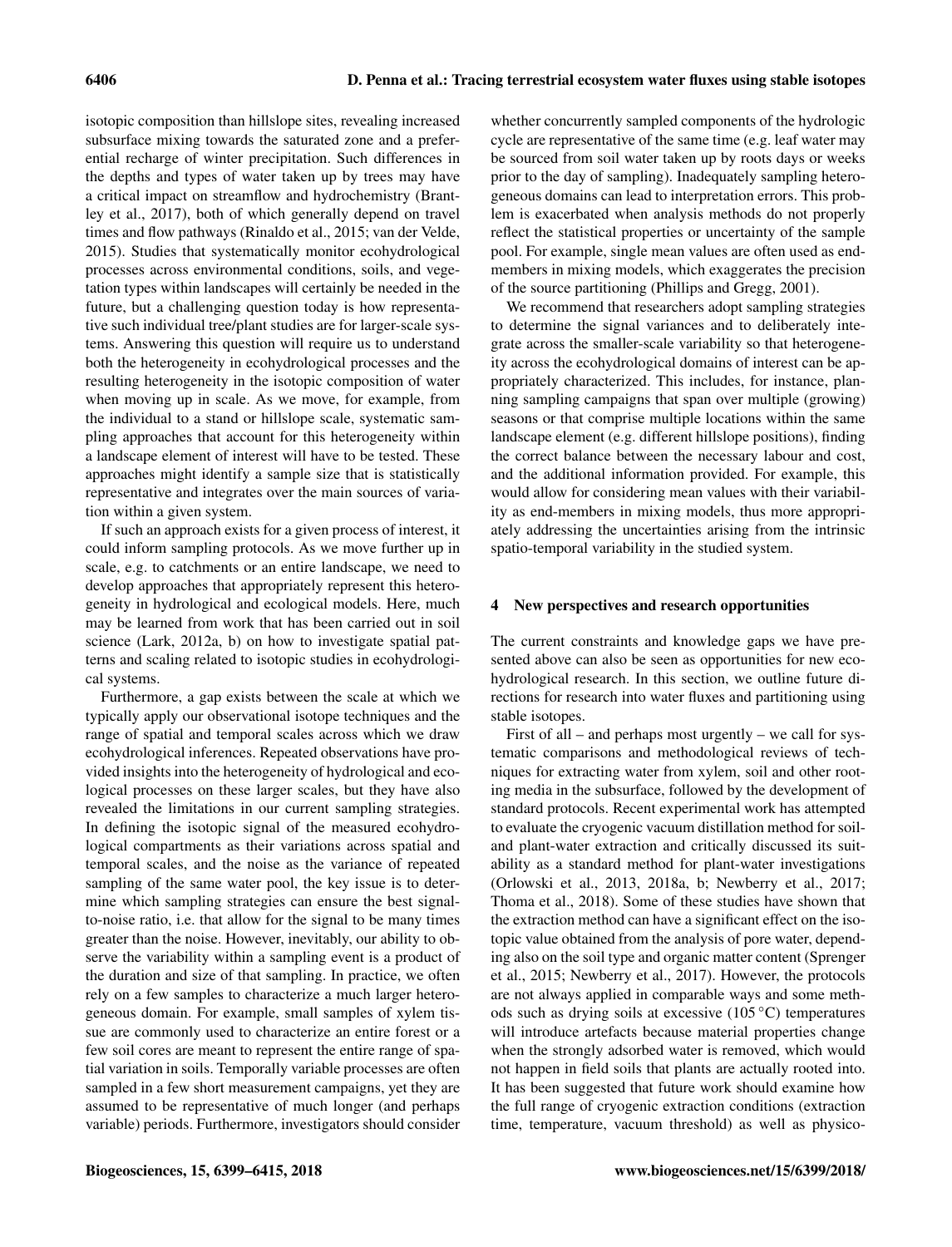isotopic composition than hillslope sites, revealing increased subsurface mixing towards the saturated zone and a preferential recharge of winter precipitation. Such differences in the depths and types of water taken up by trees may have a critical impact on streamflow and hydrochemistry (Brantley et al., 2017), both of which generally depend on travel times and flow pathways (Rinaldo et al., 2015; van der Velde, 2015). Studies that systematically monitor ecohydrological processes across environmental conditions, soils, and vegetation types within landscapes will certainly be needed in the future, but a challenging question today is how representative such individual tree/plant studies are for larger-scale systems. Answering this question will require us to understand both the heterogeneity in ecohydrological processes and the resulting heterogeneity in the isotopic composition of water when moving up in scale. As we move, for example, from the individual to a stand or hillslope scale, systematic sampling approaches that account for this heterogeneity within a landscape element of interest will have to be tested. These approaches might identify a sample size that is statistically representative and integrates over the main sources of variation within a given system.

If such an approach exists for a given process of interest, it could inform sampling protocols. As we move further up in scale, e.g. to catchments or an entire landscape, we need to develop approaches that appropriately represent this heterogeneity in hydrological and ecological models. Here, much may be learned from work that has been carried out in soil science (Lark, 2012a, b) on how to investigate spatial patterns and scaling related to isotopic studies in ecohydrological systems.

Furthermore, a gap exists between the scale at which we typically apply our observational isotope techniques and the range of spatial and temporal scales across which we draw ecohydrological inferences. Repeated observations have provided insights into the heterogeneity of hydrological and ecological processes on these larger scales, but they have also revealed the limitations in our current sampling strategies. In defining the isotopic signal of the measured ecohydrological compartments as their variations across spatial and temporal scales, and the noise as the variance of repeated sampling of the same water pool, the key issue is to determine which sampling strategies can ensure the best signal-to-noise ratio, i.e. that allow for the signal to be many times greater than the noise. However, inevitably, our ability to observe the variability within a sampling event is a product of the duration and size of that sampling. In practice, we often rely on a few samples to characterize a much larger heterogeneous domain. For example, small samples of xylem tissue are commonly used to characterize an entire forest or a few soil cores are meant to represent the entire range of spatial variation in soils. Temporally variable processes are often sampled in a few short measurement campaigns, yet they are assumed to be representative of much longer (and perhaps variable) periods. Furthermore, investigators should consider whether concurrently sampled components of the hydrologic cycle are representative of the same time (e.g. leaf water may be sourced from soil water taken up by roots days or weeks prior to the day of sampling). Inadequately sampling heterogeneous domains can lead to interpretation errors. This problem is exacerbated when analysis methods do not properly reflect the statistical properties or uncertainty of the sample pool. For example, single mean values are often used as end-members in mixing models, which exaggerates the precision of the source partitioning (Phillips and Gregg, 2001).

We recommend that researchers adopt sampling strategies to determine the signal variances and to deliberately integrate across the smaller-scale variability so that heterogeneity across the ecohydrological domains of interest can be appropriately characterized. This includes, for instance, planning sampling campaigns that span over multiple (growing) seasons or that comprise multiple locations within the same landscape element (e.g. different hillslope positions), finding the correct balance between the necessary labour and cost, and the additional information provided. For example, this would allow for considering mean values with their variability as end-members in mixing models, thus more appropriately addressing the uncertainties arising from the intrinsic spatio-temporal variability in the studied system.

## 4 New perspectives and research opportunities

The current constraints and knowledge gaps we have presented above can also be seen as opportunities for new ecohydrological research. In this section, we outline future directions for research into water fluxes and partitioning using stable isotopes.

First of all – and perhaps most urgently – we call for systematic comparisons and methodological reviews of techniques for extracting water from xylem, soil and other rooting media in the subsurface, followed by the development of standard protocols. Recent experimental work has attempted to evaluate the cryogenic vacuum distillation method for soil- and plant-water extraction and critically discussed its suitability as a standard method for plant-water investigations (Orlowski et al., 2013, 2018a, b; Newberry et al., 2017; Thoma et al., 2018). Some of these studies have shown that the extraction method can have a significant effect on the isotopic value obtained from the analysis of pore water, depending also on the soil type and organic matter content (Sprenger et al., 2015; Newberry et al., 2017). However, the protocols are not always applied in comparable ways and some methods such as drying soils at excessive (105 °C) temperatures will introduce artefacts because material properties change when the strongly adsorbed water is removed, which would not happen in field soils that plants are actually rooted into. It has been suggested that future work should examine how the full range of cryogenic extraction conditions (extraction time, temperature, vacuum threshold) as well as physico-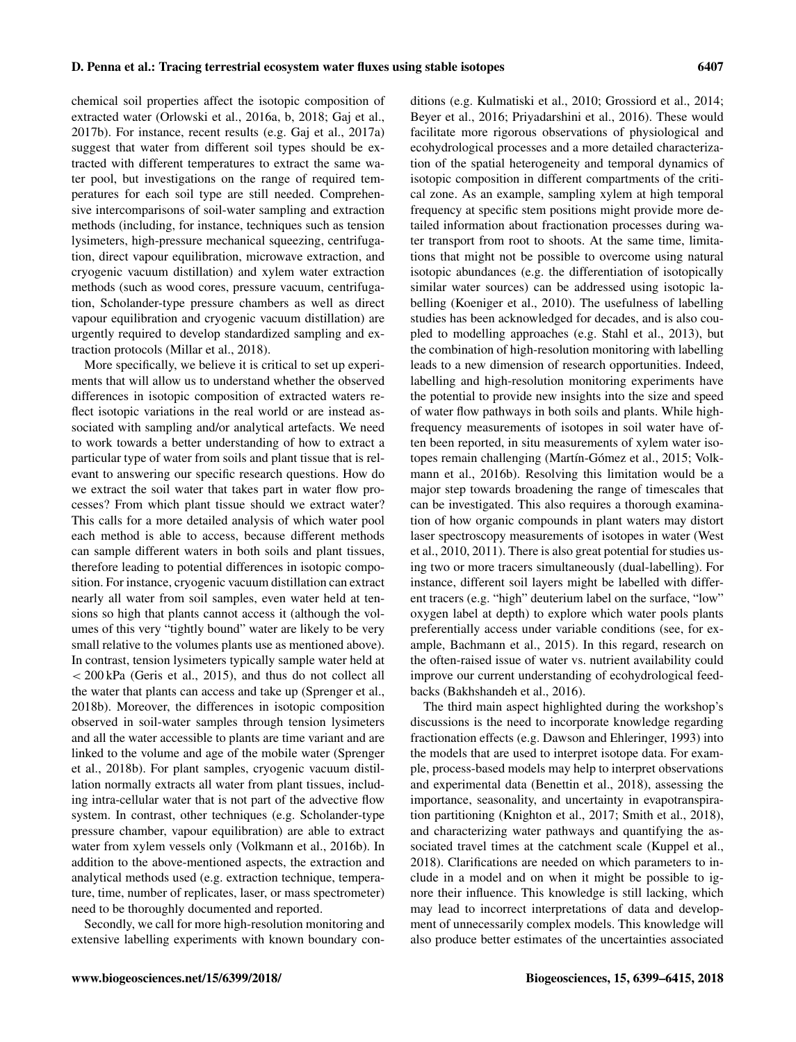chemical soil properties affect the isotopic composition of extracted water (Orlowski et al., 2016a, b, 2018; Gaj et al., 2017b). For instance, recent results (e.g. Gaj et al., 2017a) suggest that water from different soil types should be extracted with different temperatures to extract the same water pool, but investigations on the range of required temperatures for each soil type are still needed. Comprehensive intercomparisons of soil-water sampling and extraction methods (including, for instance, techniques such as tension lysimeters, high-pressure mechanical squeezing, centrifugation, direct vapour equilibration, microwave extraction, and cryogenic vacuum distillation) and xylem water extraction methods (such as wood cores, pressure vacuum, centrifugation, Scholander-type pressure chambers as well as direct vapour equilibration and cryogenic vacuum distillation) are urgently required to develop standardized sampling and extraction protocols (Millar et al., 2018).

More specifically, we believe it is critical to set up experiments that will allow us to understand whether the observed differences in isotopic composition of extracted waters reflect isotopic variations in the real world or are instead associated with sampling and/or analytical artefacts. We need to work towards a better understanding of how to extract a particular type of water from soils and plant tissue that is relevant to answering our specific research questions. How do we extract the soil water that takes part in water flow processes? From which plant tissue should we extract water? This calls for a more detailed analysis of which water pool each method is able to access, because different methods can sample different waters in both soils and plant tissues, therefore leading to potential differences in isotopic composition. For instance, cryogenic vacuum distillation can extract nearly all water from soil samples, even water held at tensions so high that plants cannot access it (although the volumes of this very "tightly bound" water are likely to be very small relative to the volumes plants use as mentioned above). In contrast, tension lysimeters typically sample water held at $< 200$ kPa (Geris et al., 2015), and thus do not collect all the water that plants can access and take up (Sprenger et al., 2018b). Moreover, the differences in isotopic composition observed in soil-water samples through tension lysimeters and all the water accessible to plants are time variant and are linked to the volume and age of the mobile water (Sprenger et al., 2018b). For plant samples, cryogenic vacuum distillation normally extracts all water from plant tissues, including intra-cellular water that is not part of the advective flow system. In contrast, other techniques (e.g. Scholander-type pressure chamber, vapour equilibration) are able to extract water from xylem vessels only (Volkmann et al., 2016b). In addition to the above-mentioned aspects, the extraction and analytical methods used (e.g. extraction technique, temperature, time, number of replicates, laser, or mass spectrometer) need to be thoroughly documented and reported.

Secondly, we call for more high-resolution monitoring and extensive labelling experiments with known boundary conditions (e.g. Kulmatiski et al., 2010; Grossiord et al., 2014; Beyer et al., 2016; Priyadarshini et al., 2016). These would facilitate more rigorous observations of physiological and ecohydrological processes and a more detailed characterization of the spatial heterogeneity and temporal dynamics of isotopic composition in different compartments of the critical zone. As an example, sampling xylem at high temporal frequency at specific stem positions might provide more detailed information about fractionation processes during water transport from root to shoots. At the same time, limitations that might not be possible to overcome using natural isotopic abundances (e.g. the differentiation of isotopically similar water sources) can be addressed using isotopic labelling (Koeniger et al., 2010). The usefulness of labelling studies has been acknowledged for decades, and is also coupled to modelling approaches (e.g. Stahl et al., 2013), but the combination of high-resolution monitoring with labelling leads to a new dimension of research opportunities. Indeed, labelling and high-resolution monitoring experiments have the potential to provide new insights into the size and speed of water flow pathways in both soils and plants. While high-frequency measurements of isotopes in soil water have often been reported, in situ measurements of xylem water isotopes remain challenging (Martín-Gómez et al., 2015; Volkmann et al., 2016b). Resolving this limitation would be a major step towards broadening the range of timescales that can be investigated. This also requires a thorough examination of how organic compounds in plant waters may distort laser spectroscopy measurements of isotopes in water (West et al., 2010, 2011). There is also great potential for studies using two or more tracers simultaneously (dual-labelling). For instance, different soil layers might be labelled with different tracers (e.g. "high" deuterium label on the surface, "low" oxygen label at depth) to explore which water pools plants preferentially access under variable conditions (see, for example, Bachmann et al., 2015). In this regard, research on the often-raised issue of water vs. nutrient availability could improve our current understanding of ecohydrological feedbacks (Bakhshandeh et al., 2016).

The third main aspect highlighted during the workshop's discussions is the need to incorporate knowledge regarding fractionation effects (e.g. Dawson and Ehleringer, 1993) into the models that are used to interpret isotope data. For example, process-based models may help to interpret observations and experimental data (Benettin et al., 2018), assessing the importance, seasonality, and uncertainty in evapotranspiration partitioning (Knighton et al., 2017; Smith et al., 2018), and characterizing water pathways and quantifying the associated travel times at the catchment scale (Kuppel et al., 2018). Clarifications are needed on which parameters to include in a model and on when it might be possible to ignore their influence. This knowledge is still lacking, which may lead to incorrect interpretations of data and development of unnecessarily complex models. This knowledge will also produce better estimates of the uncertainties associated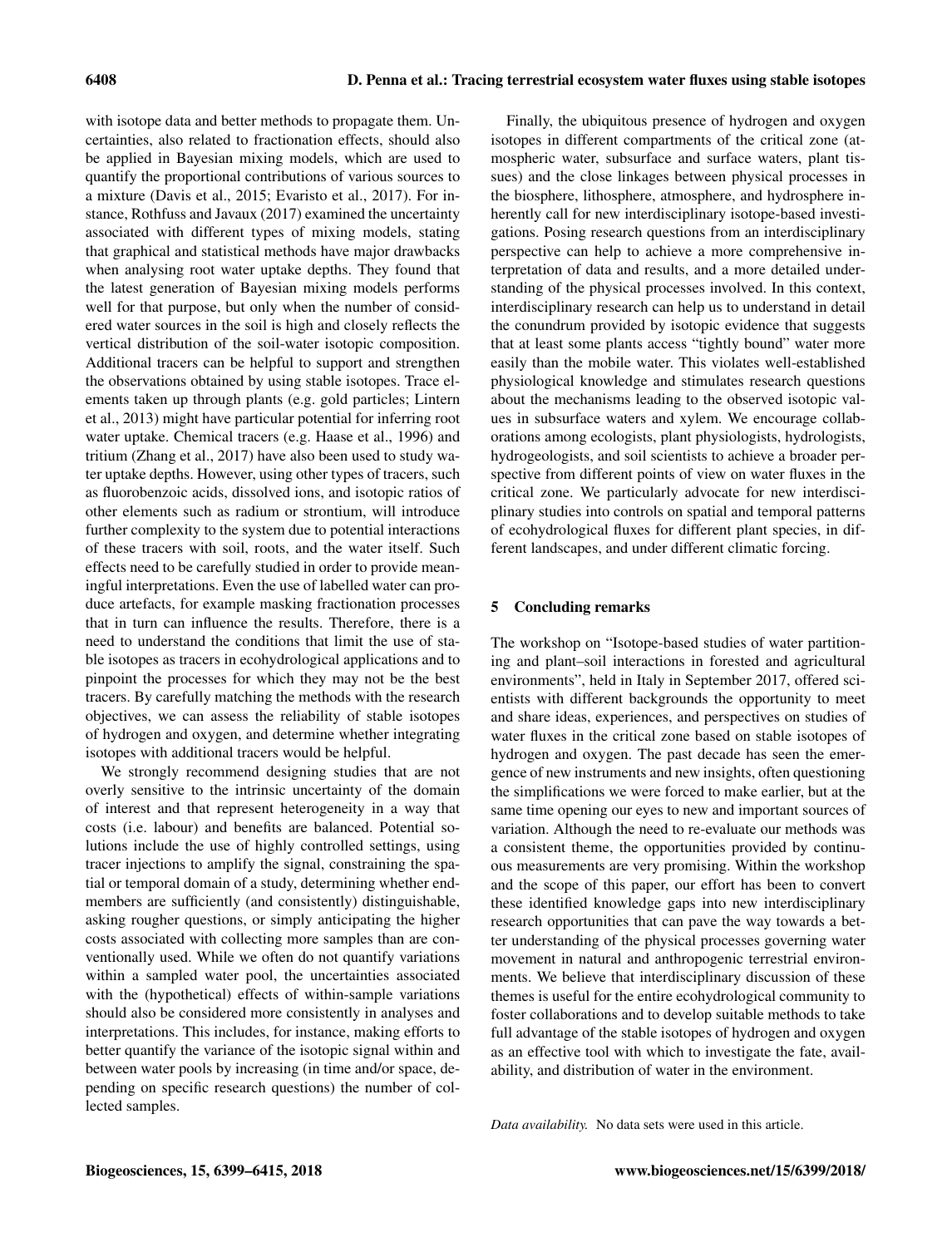with isotope data and better methods to propagate them. Uncertainties, also related to fractionation effects, should also be applied in Bayesian mixing models, which are used to quantify the proportional contributions of various sources to a mixture (Davis et al., 2015; Evaristo et al., 2017). For instance, Rothfuss and Javaux (2017) examined the uncertainty associated with different types of mixing models, stating that graphical and statistical methods have major drawbacks when analysing root water uptake depths. They found that the latest generation of Bayesian mixing models performs well for that purpose, but only when the number of considered water sources in the soil is high and closely reflects the vertical distribution of the soil-water isotopic composition. Additional tracers can be helpful to support and strengthen the observations obtained by using stable isotopes. Trace elements taken up through plants (e.g. gold particles; Lintern et al., 2013) might have particular potential for inferring root water uptake. Chemical tracers (e.g. Haase et al., 1996) and tritium (Zhang et al., 2017) have also been used to study water uptake depths. However, using other types of tracers, such as fluorobenzoic acids, dissolved ions, and isotopic ratios of other elements such as radium or strontium, will introduce further complexity to the system due to potential interactions of these tracers with soil, roots, and the water itself. Such effects need to be carefully studied in order to provide meaningful interpretations. Even the use of labelled water can produce artefacts, for example masking fractionation processes that in turn can influence the results. Therefore, there is a need to understand the conditions that limit the use of stable isotopes as tracers in ecohydrological applications and to pinpoint the processes for which they may not be the best tracers. By carefully matching the methods with the research objectives, we can assess the reliability of stable isotopes of hydrogen and oxygen, and determine whether integrating isotopes with additional tracers would be helpful.

We strongly recommend designing studies that are not overly sensitive to the intrinsic uncertainty of the domain of interest and that represent heterogeneity in a way that costs (i.e. labour) and benefits are balanced. Potential solutions include the use of highly controlled settings, using tracer injections to amplify the signal, constraining the spatial or temporal domain of a study, determining whether end-members are sufficiently (and consistently) distinguishable, asking rougher questions, or simply anticipating the higher costs associated with collecting more samples than are conventionally used. While we often do not quantify variations within a sampled water pool, the uncertainties associated with the (hypothetical) effects of within-sample variations should also be considered more consistently in analyses and interpretations. This includes, for instance, making efforts to better quantify the variance of the isotopic signal within and between water pools by increasing (in time and/or space, depending on specific research questions) the number of collected samples.

Finally, the ubiquitous presence of hydrogen and oxygen isotopes in different compartments of the critical zone (atmospheric water, subsurface and surface waters, plant tissues) and the close linkages between physical processes in the biosphere, lithosphere, atmosphere, and hydrosphere inherently call for new interdisciplinary isotope-based investigations. Posing research questions from an interdisciplinary perspective can help to achieve a more comprehensive interpretation of data and results, and a more detailed understanding of the physical processes involved. In this context, interdisciplinary research can help us to understand in detail the conundrum provided by isotopic evidence that suggests that at least some plants access "tightly bound" water more easily than the mobile water. This violates well-established physiological knowledge and stimulates research questions about the mechanisms leading to the observed isotopic values in subsurface waters and xylem. We encourage collaborations among ecologists, plant physiologists, hydrologists, hydrogeologists, and soil scientists to achieve a broader perspective from different points of view on water fluxes in the critical zone. We particularly advocate for new interdisciplinary studies into controls on spatial and temporal patterns of ecohydrological fluxes for different plant species, in different landscapes, and under different climatic forcing.

## 5 Concluding remarks

The workshop on "Isotope-based studies of water partitioning and plant–soil interactions in forested and agricultural environments", held in Italy in September 2017, offered scientists with different backgrounds the opportunity to meet and share ideas, experiences, and perspectives on studies of water fluxes in the critical zone based on stable isotopes of hydrogen and oxygen. The past decade has seen the emergence of new instruments and new insights, often questioning the simplifications we were forced to make earlier, but at the same time opening our eyes to new and important sources of variation. Although the need to re-evaluate our methods was a consistent theme, the opportunities provided by continuous measurements are very promising. Within the workshop and the scope of this paper, our effort has been to convert these identified knowledge gaps into new interdisciplinary research opportunities that can pave the way towards a better understanding of the physical processes governing water movement in natural and anthropogenic terrestrial environments. We believe that interdisciplinary discussion of these themes is useful for the entire ecohydrological community to foster collaborations and to develop suitable methods to take full advantage of the stable isotopes of hydrogen and oxygen as an effective tool with which to investigate the fate, availability, and distribution of water in the environment.

*Data availability.* No data sets were used in this article.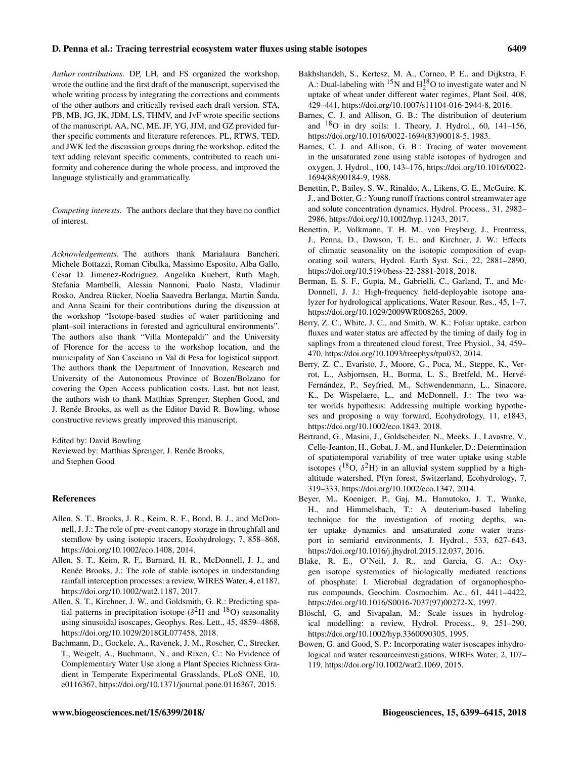*Author contributions.* DP, LH, and FS organized the workshop, wrote the outline and the first draft of the manuscript, supervised the whole writing process by integrating the corrections and comments of the other authors and critically revised each draft version. STA, PB, MB, JG, JK, JDM, LS, THMV, and JvF wrote specific sections of the manuscript. AA, NC, ME, JF, YG, JJM, and GZ provided further specific comments and literature references. PL, RTWS, TED, and JWK led the discussion groups during the workshop, edited the text adding relevant specific comments, contributed to reach uniformity and coherence during the whole process, and improved the language stylistically and grammatically.

*Competing interests.* The authors declare that they have no conflict of interest.

*Acknowledgements.* The authors thank Marialaura Bancheri, Michele Bottazzi, Roman Cibulka, Massimo Esposito, Alba Gallo, Cesar D. Jimenez-Rodriguez, Angelika Kuebert, Ruth Magh, Stefania Mambelli, Alessia Nannoni, Paolo Nasta, Vladimir Rosko, Andrea Rücker, Noelia Saavedra Berlanga, Martin Šanda, and Anna Scaini for their contributions during the discussion at the workshop "Isotope-based studies of water partitioning and plant–soil interactions in forested and agricultural environments". The authors also thank "Villa Montepaldi" and the University of Florence for the access to the workshop location, and the municipality of San Casciano in Val di Pesa for logistical support. The authors thank the Department of Innovation, Research and University of the Autonomous Province of Bozen/Bolzano for covering the Open Access publication costs. Last, but not least, the authors wish to thank Matthias Sprenger, Stephen Good, and J. Renée Brooks, as well as the Editor David R. Bowling, whose constructive reviews greatly improved this manuscript.

Edited by: David Bowling
Reviewed by: Matthias Sprenger, J. Renée Brooks, and Stephen Good

## References

Allen, S. T., Brooks, J. R., Keim, R. F., Bond, B. J., and McDonnell, J. J.: The role of pre-event canopy storage in throughfall and stemflow by using isotopic tracers, Ecohydrology, 7, 858–868, https://doi.org/10.1002/eco.1408, 2014.

Allen, S. T., Keim, R. F., Barnard, H. R., McDonnell, J. J., and Renée Brooks, J.: The role of stable isotopes in understanding rainfall interception processes: a review, WIRES Water, 4, e1187, https://doi.org/10.1002/wat2.1187, 2017.

Allen, S. T., Kirchner, J. W., and Goldsmith, G. R.: Predicting spatial patterns in precipitation isotope ($\delta^2$H and $^{18}$O) seasonality using sinusoidal isoscapes, Geophys. Res. Lett., 45, 4859–4868, https://doi.org/10.1029/2018GL077458, 2018.

Bachmann, D., Gockele, A., Ravenek, J. M., Roscher, C., Strecker, T., Weigelt, A., Buchmann, N., and Rixen, C.: No Evidence of Complementary Water Use along a Plant Species Richness Gradient in Temperate Experimental Grasslands, PLoS ONE, 10, e0116367, https://doi.org/10.1371/journal.pone.0116367, 2015.

Bakhshandeh, S., Kertesz, M. A., Corneo, P. E., and Dijkstra, F. A.: Dual-labeling with $^{15}$N and $H_2^{18}O$ to investigate water and N uptake of wheat under different water regimes, Plant Soil, 408, 429–441, https://doi.org/10.1007/s11104-016-2944-8, 2016.

Barnes, C. J. and Allison, G. B.: The distribution of deuterium and $^{18}$O in dry soils: 1. Theory, J. Hydrol., 60, 141–156, https://doi.org/10.1016/0022-1694(83)90018-5, 1983.

Barnes, C. J. and Allison, G. B.: Tracing of water movement in the unsaturated zone using stable isotopes of hydrogen and oxygen, J. Hydrol., 100, 143–176, https://doi.org/10.1016/0022-1694(88)90184-9, 1988.

Benettin, P., Bailey, S. W., Rinaldo, A., Likens, G. E., McGuire, K. J., and Botter, G.: Young runoff fractions control streamwater age and solute concentration dynamics, Hydrol. Process., 31, 2982–2986, https://doi.org/10.1002/hyp.11243, 2017.

Benettin, P., Volkmann, T. H. M., von Freyberg, J., Frentress, J., Penna, D., Dawson, T. E., and Kirchner, J. W.: Effects of climatic seasonality on the isotopic composition of evaporating soil waters, Hydrol. Earth Syst. Sci., 22, 2881–2890, https://doi.org/10.5194/hess-22-2881-2018, 2018.

Berman, E. S. F., Gupta, M., Gabrielli, C., Garland, T., and McDonnell, J. J.: High-frequency field-deployable isotope analyzer for hydrological applications, Water Resour. Res., 45, 1–7, https://doi.org/10.1029/2009WR008265, 2009.

Berry, Z. C., White, J. C., and Smith, W. K.: Foliar uptake, carbon fluxes and water status are affected by the timing of daily fog in saplings from a threatened cloud forest, Tree Physiol., 34, 459–470, https://doi.org/10.1093/treephys/tpu032, 2014.

Berry, Z. C., Evaristo, J., Moore, G., Poca, M., Steppe, K., Verrot, L., Asbjornsen, H., Borma, L. S., Bretfeld, M., Hervé-Fernández, P., Seyfried, M., Schwendenmann, L., Sinacore, K., De Wispelaere, L., and McDonnell, J.: The two water worlds hypothesis: Addressing multiple working hypotheses and proposing a way forward, Ecohydrology, 11, e1843, https://doi.org/10.1002/eco.1843, 2018.

Bertrand, G., Masini, J., Goldscheider, N., Meeks, J., Lavastre, V., Celle-Jeanton, H., Gobat, J.-M., and Hunkeler, D.: Determination of spatiotemporal variability of tree water uptake using stable isotopes ($^{18}$O, $\delta^2$H) in an alluvial system supplied by a high-altitude watershed, Pfyn forest, Switzerland, Ecohydrology, 7, 319–333, https://doi.org/10.1002/eco.1347, 2014.

Beyer, M., Koeniger, P., Gaj, M., Hamutoko, J. T., Wanke, H., and Himmelsbach, T.: A deuterium-based labeling technique for the investigation of rooting depths, water uptake dynamics and unsaturated zone water transport in semiarid environments, J. Hydrol., 533, 627–643, https://doi.org/10.1016/j.jhydrol.2015.12.037, 2016.

Blake, R. E., O'Neil, J. R., and Garcia, G. A.: Oxygen isotope systematics of biologically mediated reactions of phosphate: I. Microbial degradation of organophosphorus compounds, Geochim. Cosmochim. Ac., 61, 4411–4422, https://doi.org/10.1016/S0016-7037(97)00272-X, 1997.

Blöschl, G. and Sivapalan, M.: Scale issues in hydrological modelling: a review, Hydrol. Process., 9, 251–290, https://doi.org/10.1002/hyp.3360090305, 1995.

Bowen, G. and Good, S. P.: Incorporating water isoscapes inhydrological and water resourceinvestigations, WIREs Water, 2, 107–119, https://doi.org/10.1002/wat2.1069, 2015.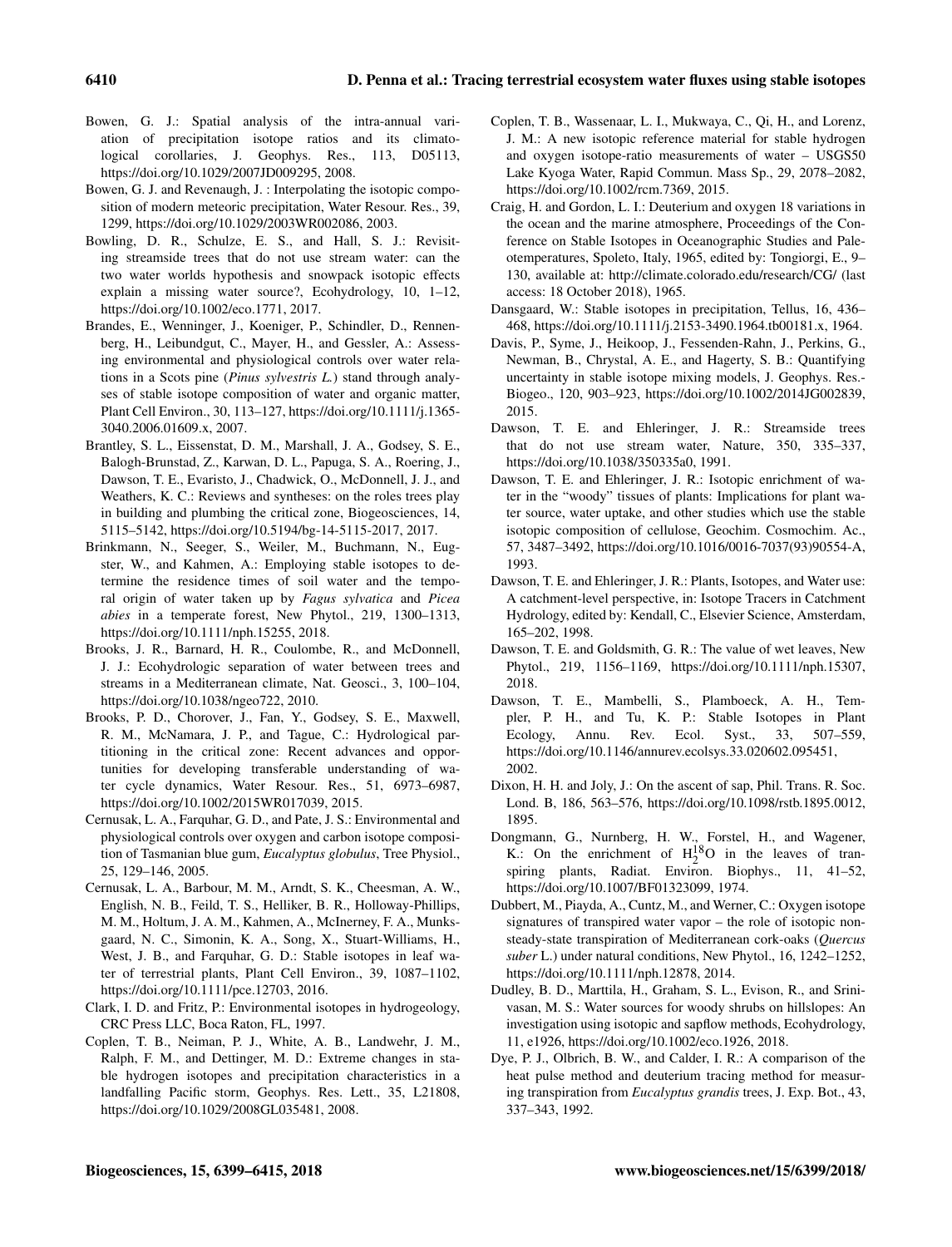Bowen, G. J.: Spatial analysis of the intra-annual variation of precipitation isotope ratios and its climatological corollaries, J. Geophys. Res., 113, D05113, https://doi.org/10.1029/2007JD009295, 2008.

Bowen, G. J. and Revenaugh, J. : Interpolating the isotopic composition of modern meteoric precipitation, Water Resour. Res., 39, 1299, https://doi.org/10.1029/2003WR002086, 2003.

Bowling, D. R., Schulze, E. S., and Hall, S. J.: Revisiting streamside trees that do not use stream water: can the two water worlds hypothesis and snowpack isotopic effects explain a missing water source?, Ecohydrology, 10, 1–12, https://doi.org/10.1002/eco.1771, 2017.

Brandes, E., Wenninger, J., Koeniger, P., Schindler, D., Rennenberg, H., Leibundgut, C., Mayer, H., and Gessler, A.: Assessing environmental and physiological controls over water relations in a Scots pine (*Pinus sylvestris L.*) stand through analyses of stable isotope composition of water and organic matter, Plant Cell Environ., 30, 113–127, https://doi.org/10.1111/j.1365-3040.2006.01609.x, 2007.

Brantley, S. L., Eissenstat, D. M., Marshall, J. A., Godsey, S. E., Balogh-Brunstad, Z., Karwan, D. L., Papuga, S. A., Roering, J., Dawson, T. E., Evaristo, J., Chadwick, O., McDonnell, J. J., and Weathers, K. C.: Reviews and syntheses: on the roles trees play in building and plumbing the critical zone, Biogeosciences, 14, 5115–5142, https://doi.org/10.5194/bg-14-5115-2017, 2017.

Brinkmann, N., Seeger, S., Weiler, M., Buchmann, N., Eugster, W., and Kahmen, A.: Employing stable isotopes to determine the residence times of soil water and the temporal origin of water taken up by *Fagus sylvatica* and *Picea abies* in a temperate forest, New Phytol., 219, 1300–1313, https://doi.org/10.1111/nph.15255, 2018.

Brooks, J. R., Barnard, H. R., Coulombe, R., and McDonnell, J. J.: Ecohydrologic separation of water between trees and streams in a Mediterranean climate, Nat. Geosci., 3, 100–104, https://doi.org/10.1038/ngeo722, 2010.

Brooks, P. D., Chorover, J., Fan, Y., Godsey, S. E., Maxwell, R. M., McNamara, J. P., and Tague, C.: Hydrological partitioning in the critical zone: Recent advances and opportunities for developing transferable understanding of water cycle dynamics, Water Resour. Res., 51, 6973–6987, https://doi.org/10.1002/2015WR017039, 2015.

Cernusak, L. A., Farquhar, G. D., and Pate, J. S.: Environmental and physiological controls over oxygen and carbon isotope composition of Tasmanian blue gum, *Eucalyptus globulus*, Tree Physiol., 25, 129–146, 2005.

Cernusak, L. A., Barbour, M. M., Arndt, S. K., Cheesman, A. W., English, N. B., Feild, T. S., Helliker, B. R., Holloway-Phillips, M. M., Holtum, J. A. M., Kahmen, A., McInerney, F. A., Munksgaard, N. C., Simonin, K. A., Song, X., Stuart-Williams, H., West, J. B., and Farquhar, G. D.: Stable isotopes in leaf water of terrestrial plants, Plant Cell Environ., 39, 1087–1102, https://doi.org/10.1111/pce.12703, 2016.

Clark, I. D. and Fritz, P.: Environmental isotopes in hydrogeology, CRC Press LLC, Boca Raton, FL, 1997.

Coplen, T. B., Neiman, P. J., White, A. B., Landwehr, J. M., Ralph, F. M., and Dettinger, M. D.: Extreme changes in stable hydrogen isotopes and precipitation characteristics in a landfalling Pacific storm, Geophys. Res. Lett., 35, L21808, https://doi.org/10.1029/2008GL035481, 2008.

Coplen, T. B., Wassenaar, L. I., Mukwaya, C., Qi, H., and Lorenz, J. M.: A new isotopic reference material for stable hydrogen and oxygen isotope-ratio measurements of water – USGS50 Lake Kyoga Water, Rapid Commun. Mass Sp., 29, 2078–2082, https://doi.org/10.1002/rcm.7369, 2015.

Craig, H. and Gordon, L. I.: Deuterium and oxygen 18 variations in the ocean and the marine atmosphere, Proceedings of the Conference on Stable Isotopes in Oceanographic Studies and Paleotemperatures, Spoleto, Italy, 1965, edited by: Tongiorgi, E., 9–130, available at: http://climate.colorado.edu/research/CG/ (last access: 18 October 2018), 1965.

Dansgaard, W.: Stable isotopes in precipitation, Tellus, 16, 436–468, https://doi.org/10.1111/j.2153-3490.1964.tb00181.x, 1964.

Davis, P., Syme, J., Heikoop, J., Fessenden-Rahn, J., Perkins, G., Newman, B., Chrystal, A. E., and Hagerty, S. B.: Quantifying uncertainty in stable isotope mixing models, J. Geophys. Res.-Biogeo., 120, 903–923, https://doi.org/10.1002/2014JG002839, 2015.

Dawson, T. E. and Ehleringer, J. R.: Streamside trees that do not use stream water, Nature, 350, 335–337, https://doi.org/10.1038/350335a0, 1991.

Dawson, T. E. and Ehleringer, J. R.: Isotopic enrichment of water in the "woody" tissues of plants: Implications for plant water source, water uptake, and other studies which use the stable isotopic composition of cellulose, Geochim. Cosmochim. Ac., 57, 3487–3492, https://doi.org/10.1016/0016-7037(93)90554-A, 1993.

Dawson, T. E. and Ehleringer, J. R.: Plants, Isotopes, and Water use: A catchment-level perspective, in: Isotope Tracers in Catchment Hydrology, edited by: Kendall, C., Elsevier Science, Amsterdam, 165–202, 1998.

Dawson, T. E. and Goldsmith, G. R.: The value of wet leaves, New Phytol., 219, 1156–1169, https://doi.org/10.1111/nph.15307, 2018.

Dawson, T. E., Mambelli, S., Plamboeck, A. H., Templer, P. H., and Tu, K. P.: Stable Isotopes in Plant Ecology, Annu. Rev. Ecol. Syst., 33, 507–559, https://doi.org/10.1146/annurev.ecolsys.33.020602.095451, 2002.

Dixon, H. H. and Joly, J.: On the ascent of sap, Phil. Trans. R. Soc. Lond. B, 186, 563–576, https://doi.org/10.1098/rstb.1895.0012, 1895.

Dongmann, G., Nurnberg, H. W., Forstel, H., and Wagener, K.: On the enrichment of $H_2^{18}O$ in the leaves of transpiring plants, Radiat. Environ. Biophys., 11, 41–52, https://doi.org/10.1007/BF01323099, 1974.

Dubbert, M., Piayda, A., Cuntz, M., and Werner, C.: Oxygen isotope signatures of transpired water vapor – the role of isotopic non-steady-state transpiration of Mediterranean cork-oaks (*Quercus suber* L.) under natural conditions, New Phytol., 16, 1242–1252, https://doi.org/10.1111/nph.12878, 2014.

Dudley, B. D., Marttila, H., Graham, S. L., Evison, R., and Srinivasan, M. S.: Water sources for woody shrubs on hillslopes: An investigation using isotopic and sapflow methods, Ecohydrology, 11, e1926, https://doi.org/10.1002/eco.1926, 2018.

Dye, P. J., Olbrich, B. W., and Calder, I. R.: A comparison of the heat pulse method and deuterium tracing method for measuring transpiration from *Eucalyptus grandis* trees, J. Exp. Bot., 43, 337–343, 1992.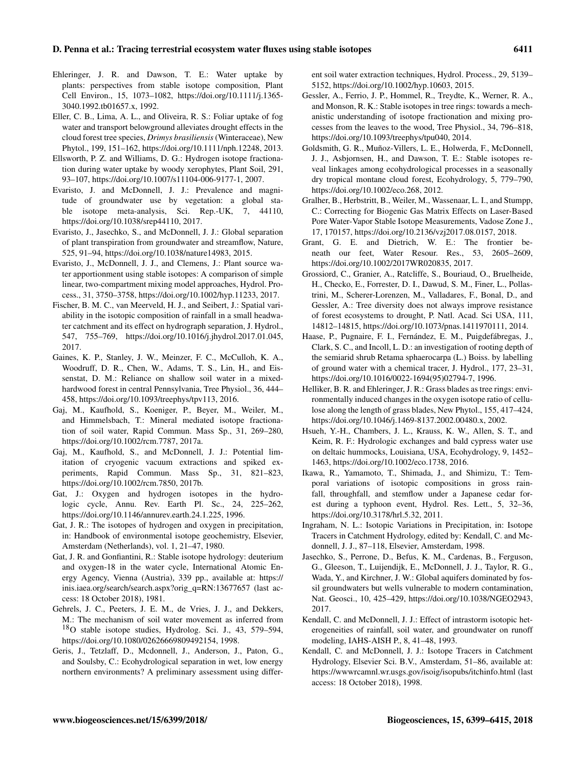Ehleringer, J. R. and Dawson, T. E.: Water uptake by plants: perspectives from stable isotope composition, Plant Cell Environ., 15, 1073–1082, https://doi.org/10.1111/j.1365-3040.1992.tb01657.x, 1992.

Eller, C. B., Lima, A. L., and Oliveira, R. S.: Foliar uptake of fog water and transport belowground alleviates drought effects in the cloud forest tree species, *Drimys brasiliensis* (Winteraceae), New Phytol., 199, 151–162, https://doi.org/10.1111/nph.12248, 2013.

Ellsworth, P. Z. and Williams, D. G.: Hydrogen isotope fractionation during water uptake by woody xerophytes, Plant Soil, 291, 93–107, https://doi.org/10.1007/s11104-006-9177-1, 2007.

Evaristo, J. and McDonnell, J. J.: Prevalence and magnitude of groundwater use by vegetation: a global stable isotope meta-analysis, Sci. Rep.-UK, 7, 44110, https://doi.org/10.1038/srep44110, 2017.

Evaristo, J., Jasechko, S., and McDonnell, J. J.: Global separation of plant transpiration from groundwater and streamflow, Nature, 525, 91–94, https://doi.org/10.1038/nature14983, 2015.

Evaristo, J., McDonnell, J. J., and Clemens, J.: Plant source water apportionment using stable isotopes: A comparison of simple linear, two-compartment mixing model approaches, Hydrol. Process., 31, 3750–3758, https://doi.org/10.1002/hyp.11233, 2017.

Fischer, B. M. C., van Meerveld, H. J., and Seibert, J.: Spatial variability in the isotopic composition of rainfall in a small headwater catchment and its effect on hydrograph separation, J. Hydrol., 547, 755–769, https://doi.org/10.1016/j.jhydrol.2017.01.045, 2017.

Gaines, K. P., Stanley, J. W., Meinzer, F. C., McCulloh, K. A., Woodruff, D. R., Chen, W., Adams, T. S., Lin, H., and Eissenstat, D. M.: Reliance on shallow soil water in a mixed-hardwood forest in central Pennsylvania, Tree Physiol., 36, 444–458, https://doi.org/10.1093/treephys/tpv113, 2016.

Gaj, M., Kaufhold, S., Koeniger, P., Beyer, M., Weiler, M., and Himmelsbach, T.: Mineral mediated isotope fractionation of soil water, Rapid Commun. Mass Sp., 31, 269–280, https://doi.org/10.1002/rcm.7787, 2017a.

Gaj, M., Kaufhold, S., and McDonnell, J. J.: Potential limitation of cryogenic vacuum extractions and spiked experiments, Rapid Commun. Mass Sp., 31, 821–823, https://doi.org/10.1002/rcm.7850, 2017b.

Gat, J.: Oxygen and hydrogen isotopes in the hydrologic cycle, Annu. Rev. Earth Pl. Sc., 24, 225–262, https://doi.org/10.1146/annurev.earth.24.1.225, 1996.

Gat, J. R.: The isotopes of hydrogen and oxygen in precipitation, in: Handbook of environmental isotope geochemistry, Elsevier, Amsterdam (Netherlands), vol. 1, 21–47, 1980.

Gat, J. R. and Gonfiantini, R.: Stable isotope hydrology: deuterium and oxygen-18 in the water cycle, International Atomic Energy Agency, Vienna (Austria), 339 pp., available at: https://inis.iaea.org/search/search.aspx?orig_q=RN:13677657 (last access: 18 October 2018), 1981.

Gehrels, J. C., Peeters, J. E. M., de Vries, J. J., and Dekkers, M.: The mechanism of soil water movement as inferred from $^{18}$O stable isotope studies, Hydrolog. Sci. J., 43, 579–594, https://doi.org/10.1080/02626669809492154, 1998.

Geris, J., Tetzlaff, D., Mcdonnell, J., Anderson, J., Paton, G., and Soulsby, C.: Ecohydrological separation in wet, low energy northern environments? A preliminary assessment using different soil water extraction techniques, Hydrol. Process., 29, 5139–5152, https://doi.org/10.1002/hyp.10603, 2015.

Gessler, A., Ferrio, J. P., Hommel, R., Treydte, K., Werner, R. A., and Monson, R. K.: Stable isotopes in tree rings: towards a mechanistic understanding of isotope fractionation and mixing processes from the leaves to the wood, Tree Physiol., 34, 796–818, https://doi.org/10.1093/treephys/tpu040, 2014.

Goldsmith, G. R., Muñoz-Villers, L. E., Holwerda, F., McDonnell, J. J., Asbjornsen, H., and Dawson, T. E.: Stable isotopes reveal linkages among ecohydrological processes in a seasonally dry tropical montane cloud forest, Ecohydrology, 5, 779–790, https://doi.org/10.1002/eco.268, 2012.

Gralher, B., Herbstritt, B., Weiler, M., Wassenaar, L. I., and Stumpp, C.: Correcting for Biogenic Gas Matrix Effects on Laser-Based Pore Water-Vapor Stable Isotope Measurements, Vadose Zone J., 17, 170157, https://doi.org/10.2136/vzj2017.08.0157, 2018.

Grant, G. E. and Dietrich, W. E.: The frontier beneath our feet, Water Resour. Res., 53, 2605–2609, https://doi.org/10.1002/2017WR020835, 2017.

Grossiord, C., Granier, A., Ratcliffe, S., Bouriaud, O., Bruelheide, H., Checko, E., Forrester, D. I., Dawud, S. M., Finer, L., Pollastrini, M., Scherer-Lorenzen, M., Valladares, F., Bonal, D., and Gessler, A.: Tree diversity does not always improve resistance of forest ecosystems to drought, P. Natl. Acad. Sci USA, 111, 14812–14815, https://doi.org/10.1073/pnas.1411970111, 2014.

Haase, P., Pugnaire, F. I., Fernández, E. M., Puigdefábregas, J., Clark, S. C., and Incoll, L. D.: an investigation of rooting depth of the semiarid shrub Retama sphaerocarpa (L.) Boiss. by labelling of ground water with a chemical tracer, J. Hydrol., 177, 23–31, https://doi.org/10.1016/0022-1694(95)02794-7, 1996.

Helliker, B. R. and Ehleringer, J. R.: Grass blades as tree rings: environmentally induced changes in the oxygen isotope ratio of cellulose along the length of grass blades, New Phytol., 155, 417–424, https://doi.org/10.1046/j.1469-8137.2002.00480.x, 2002.

Hsueh, Y.-H., Chambers, J. L., Krauss, K. W., Allen, S. T., and Keim, R. F.: Hydrologic exchanges and bald cypress water use on deltaic hummocks, Louisiana, USA, Ecohydrology, 9, 1452–1463, https://doi.org/10.1002/eco.1738, 2016.

Ikawa, R., Yamamoto, T., Shimada, J., and Shimizu, T.: Temporal variations of isotopic compositions in gross rainfall, throughfall, and stemflow under a Japanese cedar forest during a typhoon event, Hydrol. Res. Lett., 5, 32–36, https://doi.org/10.3178/hrl.5.32, 2011.

Ingraham, N. L.: Isotopic Variations in Precipitation, in: Isotope Tracers in Catchment Hydrology, edited by: Kendall, C. and Mcdonnell, J. J., 87–118, Elsevier, Amsterdam, 1998.

Jasechko, S., Perrone, D., Befus, K. M., Cardenas, B., Ferguson, G., Gleeson, T., Luijendijk, E., McDonnell, J. J., Taylor, R. G., Wada, Y., and Kirchner, J. W.: Global aquifers dominated by fossil groundwaters but wells vulnerable to modern contamination, Nat. Geosci., 10, 425–429, https://doi.org/10.1038/NGEO2943, 2017.

Kendall, C. and McDonnell, J. J.: Effect of intrastorm isotopic heterogeneities of rainfall, soil water, and groundwater on runoff modeling, IAHS-AISH P., 8, 41–48, 1993.

Kendall, C. and McDonnell, J. J.: Isotope Tracers in Catchment Hydrology, Elsevier Sci. B.V., Amsterdam, 51–86, available at: https://wwwrcamnl.wr.usgs.gov/isoig/isopubs/itchinfo.html (last access: 18 October 2018), 1998.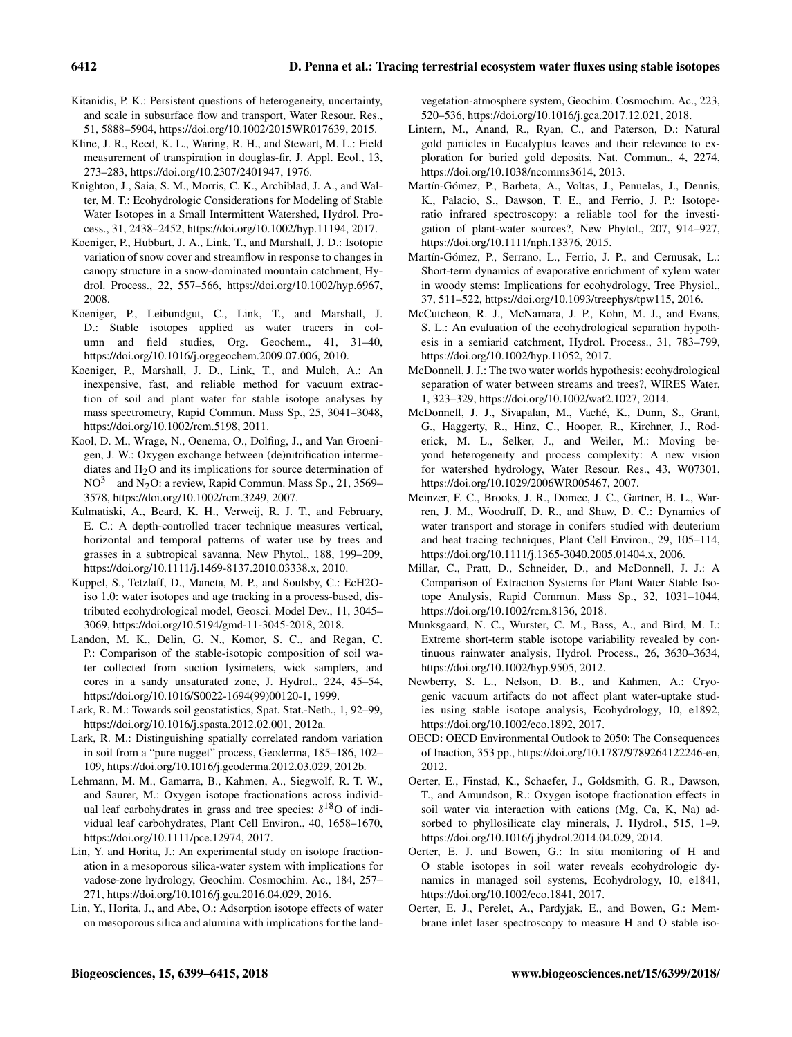Kitanidis, P. K.: Persistent questions of heterogeneity, uncertainty, and scale in subsurface flow and transport, Water Resour. Res., 51, 5888–5904, https://doi.org/10.1002/2015WR017639, 2015.

Kline, J. R., Reed, K. L., Waring, R. H., and Stewart, M. L.: Field measurement of transpiration in douglas-fir, J. Appl. Ecol., 13, 273–283, https://doi.org/10.2307/2401947, 1976.

Knighton, J., Saia, S. M., Morris, C. K., Archiblad, J. A., and Walter, M. T.: Ecohydrologic Considerations for Modeling of Stable Water Isotopes in a Small Intermittent Watershed, Hydrol. Process., 31, 2438–2452, https://doi.org/10.1002/hyp.11194, 2017.

Koeniger, P., Hubbart, J. A., Link, T., and Marshall, J. D.: Isotopic variation of snow cover and streamflow in response to changes in canopy structure in a snow-dominated mountain catchment, Hydrol. Process., 22, 557–566, https://doi.org/10.1002/hyp.6967, 2008.

Koeniger, P., Leibundgut, C., Link, T., and Marshall, J. D.: Stable isotopes applied as water tracers in column and field studies, Org. Geochem., 41, 31–40, https://doi.org/10.1016/j.orggeochem.2009.07.006, 2010.

Koeniger, P., Marshall, J. D., Link, T., and Mulch, A.: An inexpensive, fast, and reliable method for vacuum extraction of soil and plant water for stable isotope analyses by mass spectrometry, Rapid Commun. Mass Sp., 25, 3041–3048, https://doi.org/10.1002/rcm.5198, 2011.

Kool, D. M., Wrage, N., Oenema, O., Dolfing, J., and Van Groenigen, J. W.: Oxygen exchange between (de)nitrification intermediates and $H_2O$ and its implications for source determination of $NO^{3-}$ and $N_2O$: a review, Rapid Commun. Mass Sp., 21, 3569–3578, https://doi.org/10.1002/rcm.3249, 2007.

Kulmatiski, A., Beard, K. H., Verweij, R. J. T., and February, E. C.: A depth-controlled tracer technique measures vertical, horizontal and temporal patterns of water use by trees and grasses in a subtropical savanna, New Phytol., 188, 199–209, https://doi.org/10.1111/j.1469-8137.2010.03338.x, 2010.

Kuppel, S., Tetzlaff, D., Maneta, M. P., and Soulsby, C.: EcH2O-iso 1.0: water isotopes and age tracking in a process-based, distributed ecohydrological model, Geosci. Model Dev., 11, 3045–3069, https://doi.org/10.5194/gmd-11-3045-2018, 2018.

Landon, M. K., Delin, G. N., Komor, S. C., and Regan, C. P.: Comparison of the stable-isotopic composition of soil water collected from suction lysimeters, wick samplers, and cores in a sandy unsaturated zone, J. Hydrol., 224, 45–54, https://doi.org/10.1016/S0022-1694(99)00120-1, 1999.

Lark, R. M.: Towards soil geostatistics, Spat. Stat.-Neth., 1, 92–99, https://doi.org/10.1016/j.spasta.2012.02.001, 2012a.

Lark, R. M.: Distinguishing spatially correlated random variation in soil from a "pure nugget" process, Geoderma, 185–186, 102–109, https://doi.org/10.1016/j.geoderma.2012.03.029, 2012b.

Lehmann, M. M., Gamarra, B., Kahmen, A., Siegwolf, R. T. W., and Saurer, M.: Oxygen isotope fractionations across individual leaf carbohydrates in grass and tree species: $\delta^{18}O$ of individual leaf carbohydrates, Plant Cell Environ., 40, 1658–1670, https://doi.org/10.1111/pce.12974, 2017.

Lin, Y. and Horita, J.: An experimental study on isotope fractionation in a mesoporous silica-water system with implications for vadose-zone hydrology, Geochim. Cosmochim. Ac., 184, 257–271, https://doi.org/10.1016/j.gca.2016.04.029, 2016.

Lin, Y., Horita, J., and Abe, O.: Adsorption isotope effects of water on mesoporous silica and alumina with implications for the land-vegetation-atmosphere system, Geochim. Cosmochim. Ac., 223, 520–536, https://doi.org/10.1016/j.gca.2017.12.021, 2018.

Lintern, M., Anand, R., Ryan, C., and Paterson, D.: Natural gold particles in Eucalyptus leaves and their relevance to exploration for buried gold deposits, Nat. Commun., 4, 2274, https://doi.org/10.1038/ncomms3614, 2013.

Martín-Gómez, P., Barbeta, A., Voltas, J., Penuelas, J., Dennis, K., Palacio, S., Dawson, T. E., and Ferrio, J. P.: Isotope-ratio infrared spectroscopy: a reliable tool for the investigation of plant-water sources?, New Phytol., 207, 914–927, https://doi.org/10.1111/nph.13376, 2015.

Martín-Gómez, P., Serrano, L., Ferrio, J. P., and Cernusak, L.: Short-term dynamics of evaporative enrichment of xylem water in woody stems: Implications for ecohydrology, Tree Physiol., 37, 511–522, https://doi.org/10.1093/treephys/tpw115, 2016.

McCutcheon, R. J., McNamara, J. P., Kohn, M. J., and Evans, S. L.: An evaluation of the ecohydrological separation hypothesis in a semiarid catchment, Hydrol. Process., 31, 783–799, https://doi.org/10.1002/hyp.11052, 2017.

McDonnell, J. J.: The two water worlds hypothesis: ecohydrological separation of water between streams and trees?, WIRES Water, 1, 323–329, https://doi.org/10.1002/wat2.1027, 2014.

McDonnell, J. J., Sivapalan, M., Vaché, K., Dunn, S., Grant, G., Haggerty, R., Hinz, C., Hooper, R., Kirchner, J., Roderick, M. L., Selker, J., and Weiler, M.: Moving beyond heterogeneity and process complexity: A new vision for watershed hydrology, Water Resour. Res., 43, W07301, https://doi.org/10.1029/2006WR005467, 2007.

Meinzer, F. C., Brooks, J. R., Domec, J. C., Gartner, B. L., Warren, J. M., Woodruff, D. R., and Shaw, D. C.: Dynamics of water transport and storage in conifers studied with deuterium and heat tracing techniques, Plant Cell Environ., 29, 105–114, https://doi.org/10.1111/j.1365-3040.2005.01404.x, 2006.

Millar, C., Pratt, D., Schneider, D., and McDonnell, J. J.: A Comparison of Extraction Systems for Plant Water Stable Isotope Analysis, Rapid Commun. Mass Sp., 32, 1031–1044, https://doi.org/10.1002/rcm.8136, 2018.

Munksgaard, N. C., Wurster, C. M., Bass, A., and Bird, M. I.: Extreme short-term stable isotope variability revealed by continuous rainwater analysis, Hydrol. Process., 26, 3630–3634, https://doi.org/10.1002/hyp.9505, 2012.

Newberry, S. L., Nelson, D. B., and Kahmen, A.: Cryogenic vacuum artifacts do not affect plant water-uptake studies using stable isotope analysis, Ecohydrology, 10, e1892, https://doi.org/10.1002/eco.1892, 2017.

OECD: OECD Environmental Outlook to 2050: The Consequences of Inaction, 353 pp., https://doi.org/10.1787/9789264122246-en, 2012.

Oerter, E., Finstad, K., Schaefer, J., Goldsmith, G. R., Dawson, T., and Amundson, R.: Oxygen isotope fractionation effects in soil water via interaction with cations (Mg, Ca, K, Na) adsorbed to phyllosilicate clay minerals, J. Hydrol., 515, 1–9, https://doi.org/10.1016/j.jhydrol.2014.04.029, 2014.

Oerter, E. J. and Bowen, G.: In situ monitoring of H and O stable isotopes in soil water reveals ecohydrologic dynamics in managed soil systems, Ecohydrology, 10, e1841, https://doi.org/10.1002/eco.1841, 2017.

Oerter, E. J., Perelet, A., Pardyjak, E., and Bowen, G.: Membrane inlet laser spectroscopy to measure H and O stable iso-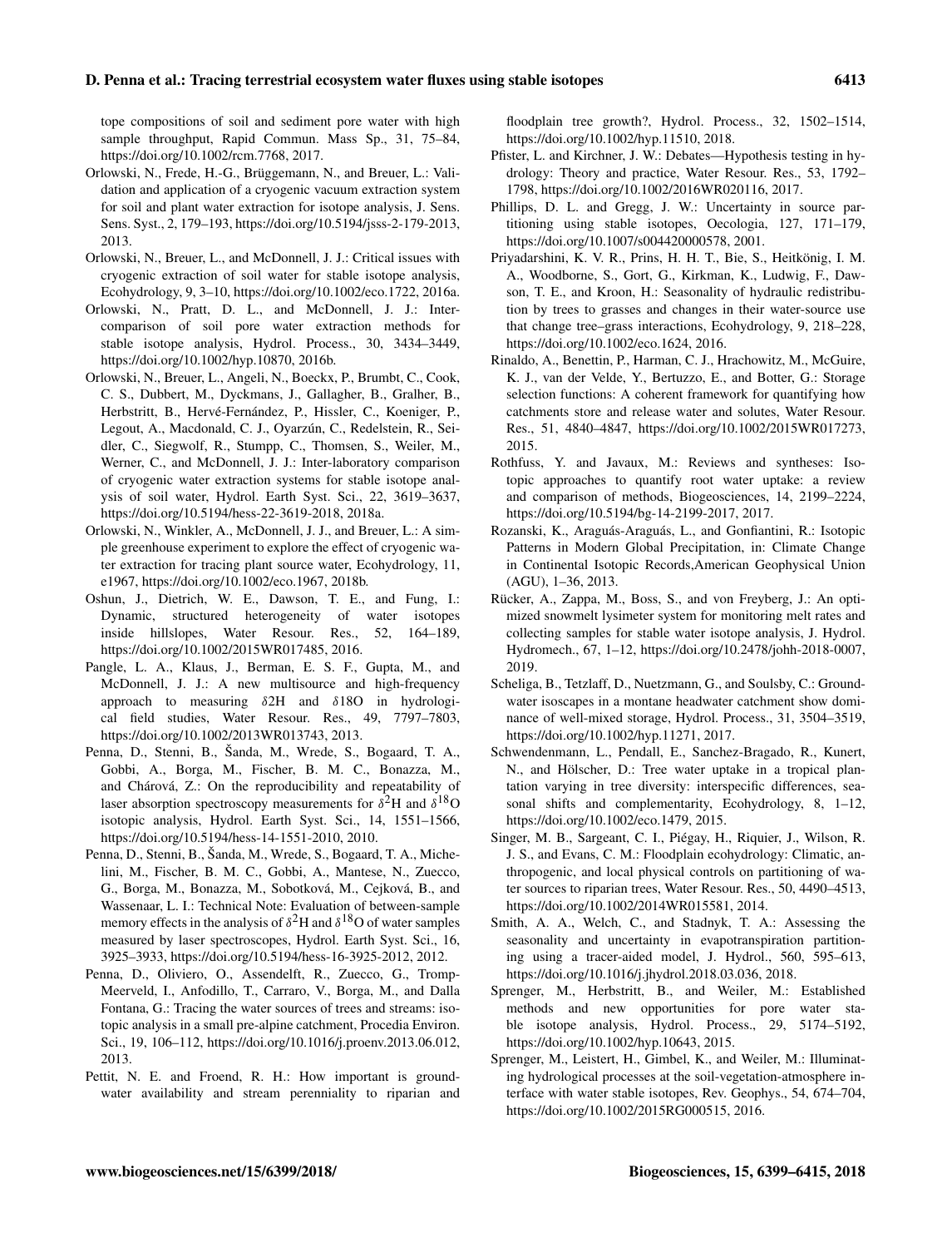tope compositions of soil and sediment pore water with high sample throughput, Rapid Commun. Mass Sp., 31, 75–84, https://doi.org/10.1002/rcm.7768, 2017.

Orlowski, N., Frede, H.-G., Brüggemann, N., and Breuer, L.: Validation and application of a cryogenic vacuum extraction system for soil and plant water extraction for isotope analysis, J. Sens. Sens. Syst., 2, 179–193, https://doi.org/10.5194/jsss-2-179-2013, 2013.

Orlowski, N., Breuer, L., and McDonnell, J. J.: Critical issues with cryogenic extraction of soil water for stable isotope analysis, Ecohydrology, 9, 3–10, https://doi.org/10.1002/eco.1722, 2016a.

Orlowski, N., Pratt, D. L., and McDonnell, J. J.: Intercomparison of soil pore water extraction methods for stable isotope analysis, Hydrol. Process., 30, 3434–3449, https://doi.org/10.1002/hyp.10870, 2016b.

Orlowski, N., Breuer, L., Angeli, N., Boeckx, P., Brumbt, C., Cook, C. S., Dubbert, M., Dyckmans, J., Gallagher, B., Gralher, B., Herbstritt, B., Hervé-Fernández, P., Hissler, C., Koeniger, P., Legout, A., Macdonald, C. J., Oyarzún, C., Redelstein, R., Seidler, C., Siegwolf, R., Stumpp, C., Thomsen, S., Weiler, M., Werner, C., and McDonnell, J. J.: Inter-laboratory comparison of cryogenic water extraction systems for stable isotope analysis of soil water, Hydrol. Earth Syst. Sci., 22, 3619–3637, https://doi.org/10.5194/hess-22-3619-2018, 2018a.

Orlowski, N., Winkler, A., McDonnell, J. J., and Breuer, L.: A simple greenhouse experiment to explore the effect of cryogenic water extraction for tracing plant source water, Ecohydrology, 11, e1967, https://doi.org/10.1002/eco.1967, 2018b.

Oshun, J., Dietrich, W. E., Dawson, T. E., and Fung, I.: Dynamic, structured heterogeneity of water isotopes inside hillslopes, Water Resour. Res., 52, 164–189, https://doi.org/10.1002/2015WR017485, 2016.

Pangle, L. A., Klaus, J., Berman, E. S. F., Gupta, M., and McDonnell, J. J.: A new multisource and high-frequency approach to measuring $\delta$2H and $\delta$18O in hydrological field studies, Water Resour. Res., 49, 7797–7803, https://doi.org/10.1002/2013WR013743, 2013.

Penna, D., Stenni, B., Šanda, M., Wrede, S., Bogaard, T. A., Gobbi, A., Borga, M., Fischer, B. M. C., Bonazza, M., and Chárová, Z.: On the reproducibility and repeatability of laser absorption spectroscopy measurements for $\delta^2$H and $\delta^{18}$O isotopic analysis, Hydrol. Earth Syst. Sci., 14, 1551–1566, https://doi.org/10.5194/hess-14-1551-2010, 2010.

Penna, D., Stenni, B., Šanda, M., Wrede, S., Bogaard, T. A., Michelini, M., Fischer, B. M. C., Gobbi, A., Mantese, N., Zuecco, G., Borga, M., Bonazza, M., Sobotková, M., Cejková, B., and Wassenaar, L. I.: Technical Note: Evaluation of between-sample memory effects in the analysis of $\delta^2$H and $\delta^{18}$O of water samples measured by laser spectroscopes, Hydrol. Earth Syst. Sci., 16, 3925–3933, https://doi.org/10.5194/hess-16-3925-2012, 2012.

Penna, D., Oliviero, O., Assendelft, R., Zuecco, G., Tromp-Meerveld, I., Anfodillo, T., Carraro, V., Borga, M., and Dalla Fontana, G.: Tracing the water sources of trees and streams: isotopic analysis in a small pre-alpine catchment, Procedia Environ. Sci., 19, 106–112, https://doi.org/10.1016/j.proenv.2013.06.012, 2013.

Pettit, N. E. and Froend, R. H.: How important is groundwater availability and stream perenniality to riparian and floodplain tree growth?, Hydrol. Process., 32, 1502–1514, https://doi.org/10.1002/hyp.11510, 2018.

Pfister, L. and Kirchner, J. W.: Debates—Hypothesis testing in hydrology: Theory and practice, Water Resour. Res., 53, 1792–1798, https://doi.org/10.1002/2016WR020116, 2017.

Phillips, D. L. and Gregg, J. W.: Uncertainty in source partitioning using stable isotopes, Oecologia, 127, 171–179, https://doi.org/10.1007/s004420000578, 2001.

Priyadarshini, K. V. R., Prins, H. H. T., Bie, S., Heitkönig, I. M. A., Woodborne, S., Gort, G., Kirkman, K., Ludwig, F., Dawson, T. E., and Kroon, H.: Seasonality of hydraulic redistribution by trees to grasses and changes in their water-source use that change tree–grass interactions, Ecohydrology, 9, 218–228, https://doi.org/10.1002/eco.1624, 2016.

Rinaldo, A., Benettin, P., Harman, C. J., Hrachowitz, M., McGuire, K. J., van der Velde, Y., Bertuzzo, E., and Botter, G.: Storage selection functions: A coherent framework for quantifying how catchments store and release water and solutes, Water Resour. Res., 51, 4840–4847, https://doi.org/10.1002/2015WR017273, 2015.

Rothfuss, Y. and Javaux, M.: Reviews and syntheses: Isotopic approaches to quantify root water uptake: a review and comparison of methods, Biogeosciences, 14, 2199–2224, https://doi.org/10.5194/bg-14-2199-2017, 2017.

Rozanski, K., Araguás-Araguás, L., and Gonfiantini, R.: Isotopic Patterns in Modern Global Precipitation, in: Climate Change in Continental Isotopic Records,American Geophysical Union (AGU), 1–36, 2013.

Rücker, A., Zappa, M., Boss, S., and von Freyberg, J.: An optimized snowmelt lysimeter system for monitoring melt rates and collecting samples for stable water isotope analysis, J. Hydrol. Hydromech., 67, 1–12, https://doi.org/10.2478/johh-2018-0007, 2019.

Scheliga, B., Tetzlaff, D., Nuetzmann, G., and Soulsby, C.: Groundwater isoscapes in a montane headwater catchment show dominance of well-mixed storage, Hydrol. Process., 31, 3504–3519, https://doi.org/10.1002/hyp.11271, 2017.

Schwendenmann, L., Pendall, E., Sanchez-Bragado, R., Kunert, N., and Hölscher, D.: Tree water uptake in a tropical plantation varying in tree diversity: interspecific differences, seasonal shifts and complementarity, Ecohydrology, 8, 1–12, https://doi.org/10.1002/eco.1479, 2015.

Singer, M. B., Sargeant, C. I., Piégay, H., Riquier, J., Wilson, R. J. S., and Evans, C. M.: Floodplain ecohydrology: Climatic, anthropogenic, and local physical controls on partitioning of water sources to riparian trees, Water Resour. Res., 50, 4490–4513, https://doi.org/10.1002/2014WR015581, 2014.

Smith, A. A., Welch, C., and Stadnyk, T. A.: Assessing the seasonality and uncertainty in evapotranspiration partitioning using a tracer-aided model, J. Hydrol., 560, 595–613, https://doi.org/10.1016/j.jhydrol.2018.03.036, 2018.

Sprenger, M., Herbstritt, B., and Weiler, M.: Established methods and new opportunities for pore water stable isotope analysis, Hydrol. Process., 29, 5174–5192, https://doi.org/10.1002/hyp.10643, 2015.

Sprenger, M., Leistert, H., Gimbel, K., and Weiler, M.: Illuminating hydrological processes at the soil-vegetation-atmosphere interface with water stable isotopes, Rev. Geophys., 54, 674–704, https://doi.org/10.1002/2015RG000515, 2016.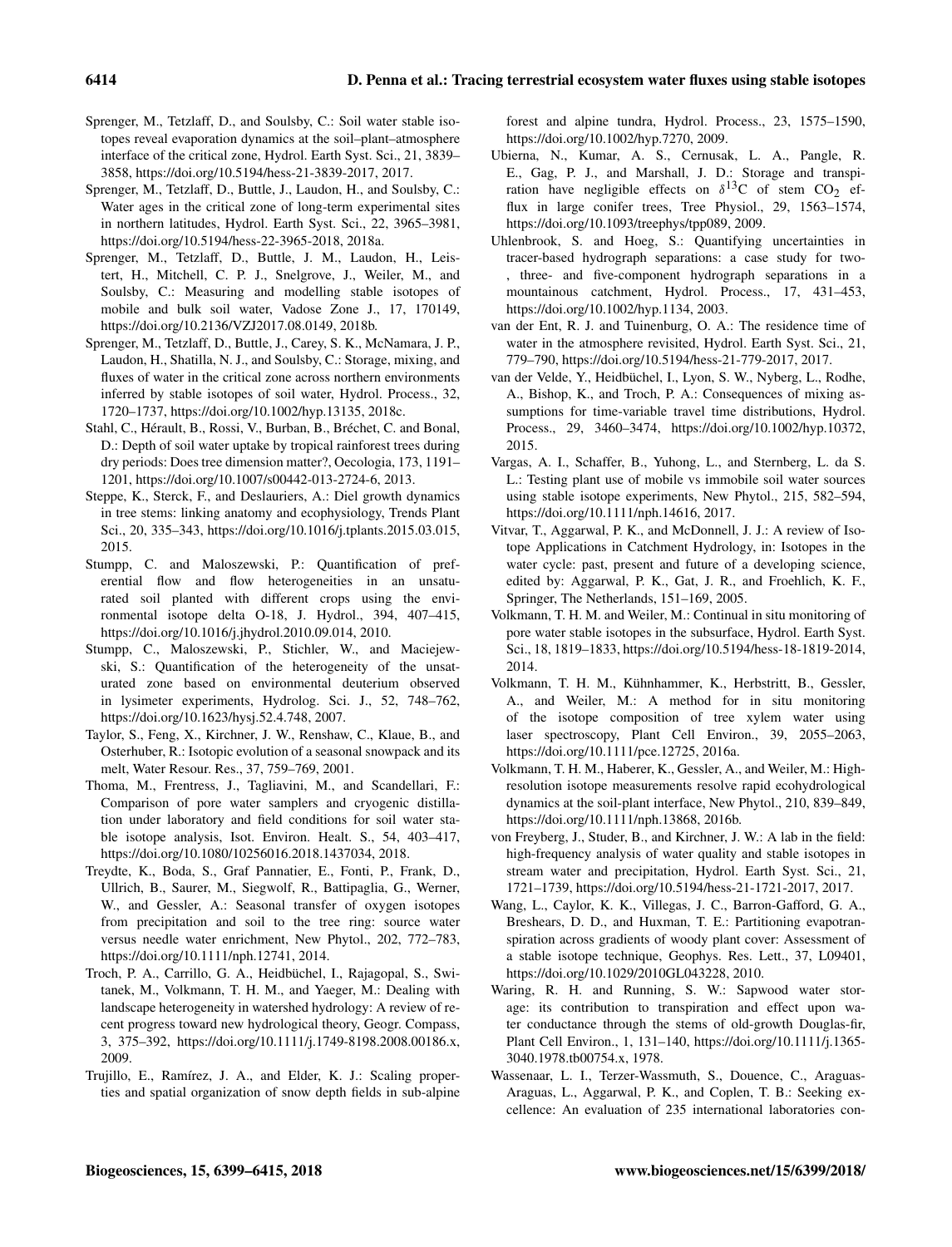Sprenger, M., Tetzlaff, D., and Soulsby, C.: Soil water stable isotopes reveal evaporation dynamics at the soil–plant–atmosphere interface of the critical zone, Hydrol. Earth Syst. Sci., 21, 3839–3858, https://doi.org/10.5194/hess-21-3839-2017, 2017.

Sprenger, M., Tetzlaff, D., Buttle, J., Laudon, H., and Soulsby, C.: Water ages in the critical zone of long-term experimental sites in northern latitudes, Hydrol. Earth Syst. Sci., 22, 3965–3981, https://doi.org/10.5194/hess-22-3965-2018, 2018a.

Sprenger, M., Tetzlaff, D., Buttle, J. M., Laudon, H., Leistert, H., Mitchell, C. P. J., Snelgrove, J., Weiler, M., and Soulsby, C.: Measuring and modelling stable isotopes of mobile and bulk soil water, Vadose Zone J., 17, 170149, https://doi.org/10.2136/VZJ2017.08.0149, 2018b.

Sprenger, M., Tetzlaff, D., Buttle, J., Carey, S. K., McNamara, J. P., Laudon, H., Shatilla, N. J., and Soulsby, C.: Storage, mixing, and fluxes of water in the critical zone across northern environments inferred by stable isotopes of soil water, Hydrol. Process., 32, 1720–1737, https://doi.org/10.1002/hyp.13135, 2018c.

Stahl, C., Hérault, B., Rossi, V., Burban, B., Bréchet, C. and Bonal, D.: Depth of soil water uptake by tropical rainforest trees during dry periods: Does tree dimension matter?, Oecologia, 173, 1191–1201, https://doi.org/10.1007/s00442-013-2724-6, 2013.

Steppe, K., Sterck, F., and Deslauriers, A.: Diel growth dynamics in tree stems: linking anatomy and ecophysiology, Trends Plant Sci., 20, 335–343, https://doi.org/10.1016/j.tplants.2015.03.015, 2015.

Stumpp, C. and Maloszewski, P.: Quantification of preferential flow and flow heterogeneities in an unsaturated soil planted with different crops using the environmental isotope delta O-18, J. Hydrol., 394, 407–415, https://doi.org/10.1016/j.jhydrol.2010.09.014, 2010.

Stumpp, C., Maloszewski, P., Stichler, W., and Maciejewski, S.: Quantification of the heterogeneity of the unsaturated zone based on environmental deuterium observed in lysimeter experiments, Hydrolog. Sci. J., 52, 748–762, https://doi.org/10.1623/hysj.52.4.748, 2007.

Taylor, S., Feng, X., Kirchner, J. W., Renshaw, C., Klaue, B., and Osterhuber, R.: Isotopic evolution of a seasonal snowpack and its melt, Water Resour. Res., 37, 759–769, 2001.

Thoma, M., Frentress, J., Tagliavini, M., and Scandellari, F.: Comparison of pore water samplers and cryogenic distillation under laboratory and field conditions for soil water stable isotope analysis, Isot. Environ. Healt. S., 54, 403–417, https://doi.org/10.1080/10256016.2018.1437034, 2018.

Treydte, K., Boda, S., Graf Pannatier, E., Fonti, P., Frank, D., Ullrich, B., Saurer, M., Siegwolf, R., Battipaglia, G., Werner, W., and Gessler, A.: Seasonal transfer of oxygen isotopes from precipitation and soil to the tree ring: source water versus needle water enrichment, New Phytol., 202, 772–783, https://doi.org/10.1111/nph.12741, 2014.

Troch, P. A., Carrillo, G. A., Heidbüchel, I., Rajagopal, S., Switanek, M., Volkmann, T. H. M., and Yaeger, M.: Dealing with landscape heterogeneity in watershed hydrology: A review of recent progress toward new hydrological theory, Geogr. Compass, 3, 375–392, https://doi.org/10.1111/j.1749-8198.2008.00186.x, 2009.

Trujillo, E., Ramírez, J. A., and Elder, K. J.: Scaling properties and spatial organization of snow depth fields in sub-alpine forest and alpine tundra, Hydrol. Process., 23, 1575–1590, https://doi.org/10.1002/hyp.7270, 2009.

Ubierna, N., Kumar, A. S., Cernusak, L. A., Pangle, R. E., Gag, P. J., and Marshall, J. D.: Storage and transpiration have negligible effects on $\delta^{13}$C of stem $CO_2$ efflux in large conifer trees, Tree Physiol., 29, 1563–1574, https://doi.org/10.1093/treephys/tpp089, 2009.

Uhlenbrook, S. and Hoeg, S.: Quantifying uncertainties in tracer-based hydrograph separations: a case study for two-, three- and five-component hydrograph separations in a mountainous catchment, Hydrol. Process., 17, 431–453, https://doi.org/10.1002/hyp.1134, 2003.

van der Ent, R. J. and Tuinenburg, O. A.: The residence time of water in the atmosphere revisited, Hydrol. Earth Syst. Sci., 21, 779–790, https://doi.org/10.5194/hess-21-779-2017, 2017.

van der Velde, Y., Heidbüchel, I., Lyon, S. W., Nyberg, L., Rodhe, A., Bishop, K., and Troch, P. A.: Consequences of mixing assumptions for time-variable travel time distributions, Hydrol. Process., 29, 3460–3474, https://doi.org/10.1002/hyp.10372, 2015.

Vargas, A. I., Schaffer, B., Yuhong, L., and Sternberg, L. da S. L.: Testing plant use of mobile vs immobile soil water sources using stable isotope experiments, New Phytol., 215, 582–594, https://doi.org/10.1111/nph.14616, 2017.

Vitvar, T., Aggarwal, P. K., and McDonnell, J. J.: A review of Isotope Applications in Catchment Hydrology, in: Isotopes in the water cycle: past, present and future of a developing science, edited by: Aggarwal, P. K., Gat, J. R., and Froehlich, K. F., Springer, The Netherlands, 151–169, 2005.

Volkmann, T. H. M. and Weiler, M.: Continual in situ monitoring of pore water stable isotopes in the subsurface, Hydrol. Earth Syst. Sci., 18, 1819–1833, https://doi.org/10.5194/hess-18-1819-2014, 2014.

Volkmann, T. H. M., Kühnhammer, K., Herbstritt, B., Gessler, A., and Weiler, M.: A method for in situ monitoring of the isotope composition of tree xylem water using laser spectroscopy, Plant Cell Environ., 39, 2055–2063, https://doi.org/10.1111/pce.12725, 2016a.

Volkmann, T. H. M., Haberer, K., Gessler, A., and Weiler, M.: High-resolution isotope measurements resolve rapid ecohydrological dynamics at the soil-plant interface, New Phytol., 210, 839–849, https://doi.org/10.1111/nph.13868, 2016b.

von Freyberg, J., Studer, B., and Kirchner, J. W.: A lab in the field: high-frequency analysis of water quality and stable isotopes in stream water and precipitation, Hydrol. Earth Syst. Sci., 21, 1721–1739, https://doi.org/10.5194/hess-21-1721-2017, 2017.

Wang, L., Caylor, K. K., Villegas, J. C., Barron-Gafford, G. A., Breshears, D. D., and Huxman, T. E.: Partitioning evapotranspiration across gradients of woody plant cover: Assessment of a stable isotope technique, Geophys. Res. Lett., 37, L09401, https://doi.org/10.1029/2010GL043228, 2010.

Waring, R. H. and Running, S. W.: Sapwood water storage: its contribution to transpiration and effect upon water conductance through the stems of old-growth Douglas-fir, Plant Cell Environ., 1, 131–140, https://doi.org/10.1111/j.1365-3040.1978.tb00754.x, 1978.

Wassenaar, L. I., Terzer-Wassmuth, S., Douence, C., Araguas-Araguas, L., Aggarwal, P. K., and Coplen, T. B.: Seeking excellence: An evaluation of 235 international laboratories con-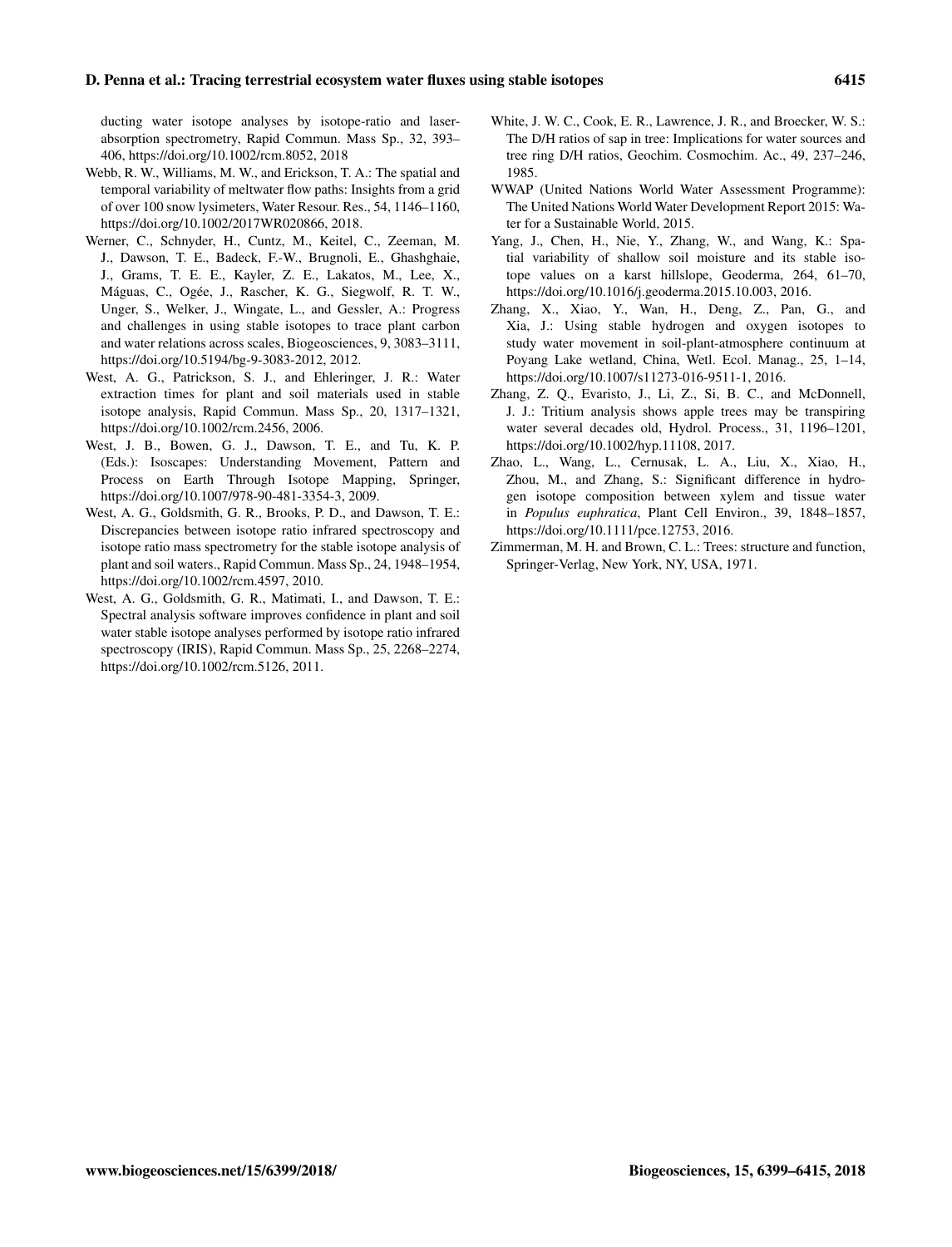ducting water isotope analyses by isotope-ratio and laser-absorption spectrometry, Rapid Commun. Mass Sp., 32, 393–406, https://doi.org/10.1002/rcm.8052, 2018

Webb, R. W., Williams, M. W., and Erickson, T. A.: The spatial and temporal variability of meltwater flow paths: Insights from a grid of over 100 snow lysimeters, Water Resour. Res., 54, 1146–1160, https://doi.org/10.1002/2017WR020866, 2018.

Werner, C., Schnyder, H., Cuntz, M., Keitel, C., Zeeman, M. J., Dawson, T. E., Badeck, F.-W., Brugnoli, E., Ghashghaie, J., Grams, T. E. E., Kayler, Z. E., Lakatos, M., Lee, X., Máguas, C., Ogée, J., Rascher, K. G., Siegwolf, R. T. W., Unger, S., Welker, J., Wingate, L., and Gessler, A.: Progress and challenges in using stable isotopes to trace plant carbon and water relations across scales, Biogeosciences, 9, 3083–3111, https://doi.org/10.5194/bg-9-3083-2012, 2012.

West, A. G., Patrickson, S. J., and Ehleringer, J. R.: Water extraction times for plant and soil materials used in stable isotope analysis, Rapid Commun. Mass Sp., 20, 1317–1321, https://doi.org/10.1002/rcm.2456, 2006.

West, J. B., Bowen, G. J., Dawson, T. E., and Tu, K. P. (Eds.): Isoscapes: Understanding Movement, Pattern and Process on Earth Through Isotope Mapping, Springer, https://doi.org/10.1007/978-90-481-3354-3, 2009.

West, A. G., Goldsmith, G. R., Brooks, P. D., and Dawson, T. E.: Discrepancies between isotope ratio infrared spectroscopy and isotope ratio mass spectrometry for the stable isotope analysis of plant and soil waters., Rapid Commun. Mass Sp., 24, 1948–1954, https://doi.org/10.1002/rcm.4597, 2010.

West, A. G., Goldsmith, G. R., Matimati, I., and Dawson, T. E.: Spectral analysis software improves confidence in plant and soil water stable isotope analyses performed by isotope ratio infrared spectroscopy (IRIS), Rapid Commun. Mass Sp., 25, 2268–2274, https://doi.org/10.1002/rcm.5126, 2011.

White, J. W. C., Cook, E. R., Lawrence, J. R., and Broecker, W. S.: The D/H ratios of sap in tree: Implications for water sources and tree ring D/H ratios, Geochim. Cosmochim. Ac., 49, 237–246, 1985.

WWAP (United Nations World Water Assessment Programme): The United Nations World Water Development Report 2015: Water for a Sustainable World, 2015.

Yang, J., Chen, H., Nie, Y., Zhang, W., and Wang, K.: Spatial variability of shallow soil moisture and its stable isotope values on a karst hillslope, Geoderma, 264, 61–70, https://doi.org/10.1016/j.geoderma.2015.10.003, 2016.

Zhang, X., Xiao, Y., Wan, H., Deng, Z., Pan, G., and Xia, J.: Using stable hydrogen and oxygen isotopes to study water movement in soil-plant-atmosphere continuum at Poyang Lake wetland, China, Wetl. Ecol. Manag., 25, 1–14, https://doi.org/10.1007/s11273-016-9511-1, 2016.

Zhang, Z. Q., Evaristo, J., Li, Z., Si, B. C., and McDonnell, J. J.: Tritium analysis shows apple trees may be transpiring water several decades old, Hydrol. Process., 31, 1196–1201, https://doi.org/10.1002/hyp.11108, 2017.

Zhao, L., Wang, L., Cernusak, L. A., Liu, X., Xiao, H., Zhou, M., and Zhang, S.: Significant difference in hydrogen isotope composition between xylem and tissue water in *Populus euphratica*, Plant Cell Environ., 39, 1848–1857, https://doi.org/10.1111/pce.12753, 2016.

Zimmerman, M. H. and Brown, C. L.: Trees: structure and function, Springer-Verlag, New York, NY, USA, 1971.